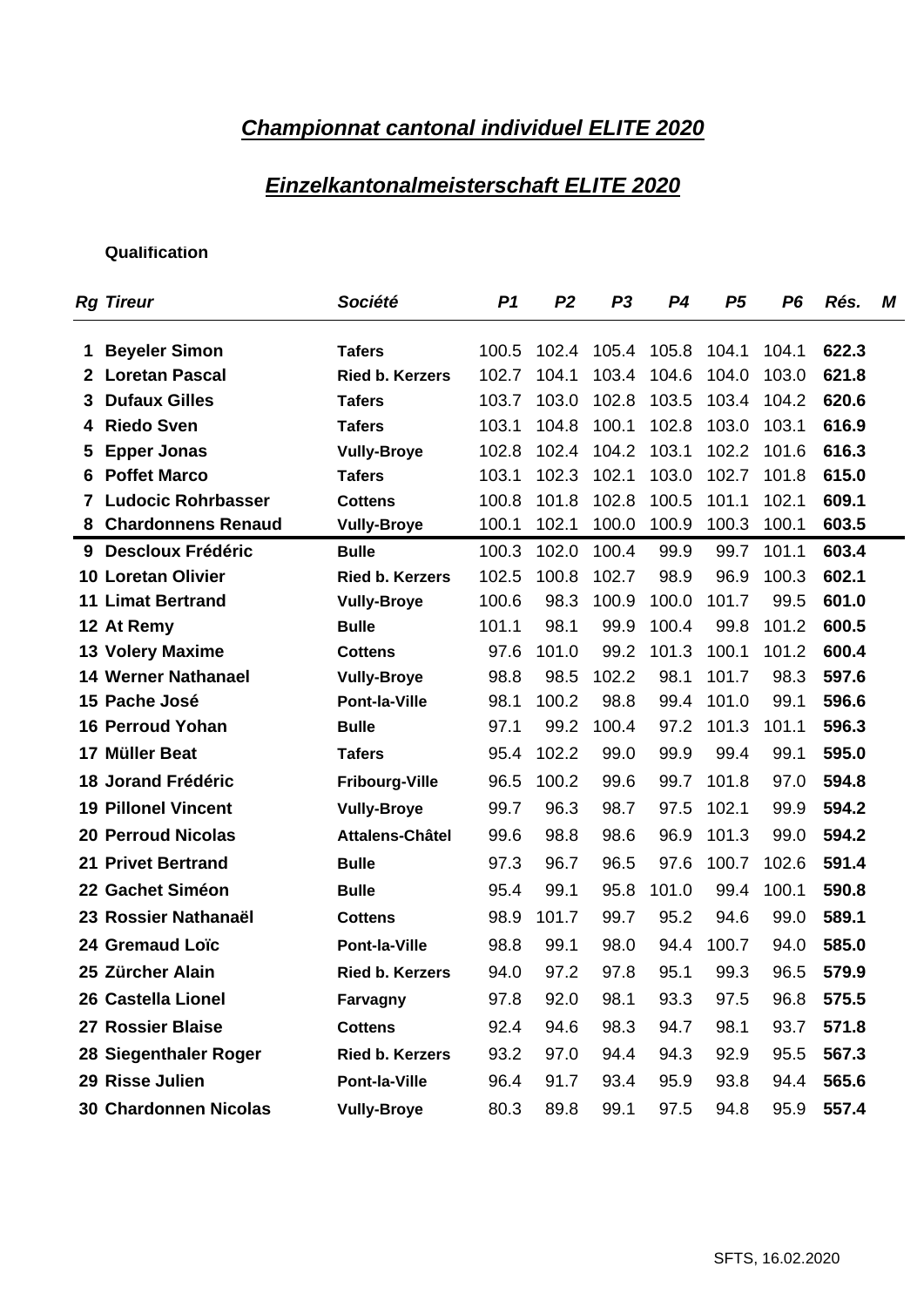# ***Championnat cantonal individuel ELITE 2020***

# ***Einzelkantonalmeisterschaft ELITE 2020***

**Qualification**

| *Rg* | *Tireur* | *Société* | *P1* | *P2* | *P3* | *P4* | *P5* | *P6* | *Rés.* | *M* |
|---|---|---|---|---|---|---|---|---|---|---|
| 1 | **Beyeler Simon** | **Tafers** | 100.5 | 102.4 | 105.4 | 105.8 | 104.1 | 104.1 | **622.3** | |
| 2 | **Loretan Pascal** | **Ried b. Kerzers** | 102.7 | 104.1 | 103.4 | 104.6 | 104.0 | 103.0 | **621.8** | |
| 3 | **Dufaux Gilles** | **Tafers** | 103.7 | 103.0 | 102.8 | 103.5 | 103.4 | 104.2 | **620.6** | |
| 4 | **Riedo Sven** | **Tafers** | 103.1 | 104.8 | 100.1 | 102.8 | 103.0 | 103.1 | **616.9** | |
| 5 | **Epper Jonas** | **Vully-Broye** | 102.8 | 102.4 | 104.2 | 103.1 | 102.2 | 101.6 | **616.3** | |
| 6 | **Poffet Marco** | **Tafers** | 103.1 | 102.3 | 102.1 | 103.0 | 102.7 | 101.8 | **615.0** | |
| 7 | **Ludocic Rohrbasser** | **Cottens** | 100.8 | 101.8 | 102.8 | 100.5 | 101.1 | 102.1 | **609.1** | |
| 8 | **Chardonnens Renaud** | **Vully-Broye** | 100.1 | 102.1 | 100.0 | 100.9 | 100.3 | 100.1 | **603.5** | |
| 9 | **Descloux Frédéric** | **Bulle** | 100.3 | 102.0 | 100.4 | 99.9 | 99.7 | 101.1 | **603.4** | |
| 10 | **Loretan Olivier** | **Ried b. Kerzers** | 102.5 | 100.8 | 102.7 | 98.9 | 96.9 | 100.3 | **602.1** | |
| 11 | **Limat Bertrand** | **Vully-Broye** | 100.6 | 98.3 | 100.9 | 100.0 | 101.7 | 99.5 | **601.0** | |
| 12 | **At Remy** | **Bulle** | 101.1 | 98.1 | 99.9 | 100.4 | 99.8 | 101.2 | **600.5** | |
| 13 | **Volery Maxime** | **Cottens** | 97.6 | 101.0 | 99.2 | 101.3 | 100.1 | 101.2 | **600.4** | |
| 14 | **Werner Nathanael** | **Vully-Broye** | 98.8 | 98.5 | 102.2 | 98.1 | 101.7 | 98.3 | **597.6** | |
| 15 | **Pache José** | **Pont-la-Ville** | 98.1 | 100.2 | 98.8 | 99.4 | 101.0 | 99.1 | **596.6** | |
| 16 | **Perroud Yohan** | **Bulle** | 97.1 | 99.2 | 100.4 | 97.2 | 101.3 | 101.1 | **596.3** | |
| 17 | **Müller Beat** | **Tafers** | 95.4 | 102.2 | 99.0 | 99.9 | 99.4 | 99.1 | **595.0** | |
| 18 | **Jorand Frédéric** | **Fribourg-Ville** | 96.5 | 100.2 | 99.6 | 99.7 | 101.8 | 97.0 | **594.8** | |
| 19 | **Pillonel Vincent** | **Vully-Broye** | 99.7 | 96.3 | 98.7 | 97.5 | 102.1 | 99.9 | **594.2** | |
| 20 | **Perroud Nicolas** | **Attalens-Châtel** | 99.6 | 98.8 | 98.6 | 96.9 | 101.3 | 99.0 | **594.2** | |
| 21 | **Privet Bertrand** | **Bulle** | 97.3 | 96.7 | 96.5 | 97.6 | 100.7 | 102.6 | **591.4** | |
| 22 | **Gachet Siméon** | **Bulle** | 95.4 | 99.1 | 95.8 | 101.0 | 99.4 | 100.1 | **590.8** | |
| 23 | **Rossier Nathanaël** | **Cottens** | 98.9 | 101.7 | 99.7 | 95.2 | 94.6 | 99.0 | **589.1** | |
| 24 | **Gremaud Loïc** | **Pont-la-Ville** | 98.8 | 99.1 | 98.0 | 94.4 | 100.7 | 94.0 | **585.0** | |
| 25 | **Zürcher Alain** | **Ried b. Kerzers** | 94.0 | 97.2 | 97.8 | 95.1 | 99.3 | 96.5 | **579.9** | |
| 26 | **Castella Lionel** | **Farvagny** | 97.8 | 92.0 | 98.1 | 93.3 | 97.5 | 96.8 | **575.5** | |
| 27 | **Rossier Blaise** | **Cottens** | 92.4 | 94.6 | 98.3 | 94.7 | 98.1 | 93.7 | **571.8** | |
| 28 | **Siegenthaler Roger** | **Ried b. Kerzers** | 93.2 | 97.0 | 94.4 | 94.3 | 92.9 | 95.5 | **567.3** | |
| 29 | **Risse Julien** | **Pont-la-Ville** | 96.4 | 91.7 | 93.4 | 95.9 | 93.8 | 94.4 | **565.6** | |
| 30 | **Chardonnen Nicolas** | **Vully-Broye** | 80.3 | 89.8 | 99.1 | 97.5 | 94.8 | 95.9 | **557.4** | |

SFTS, 16.02.2020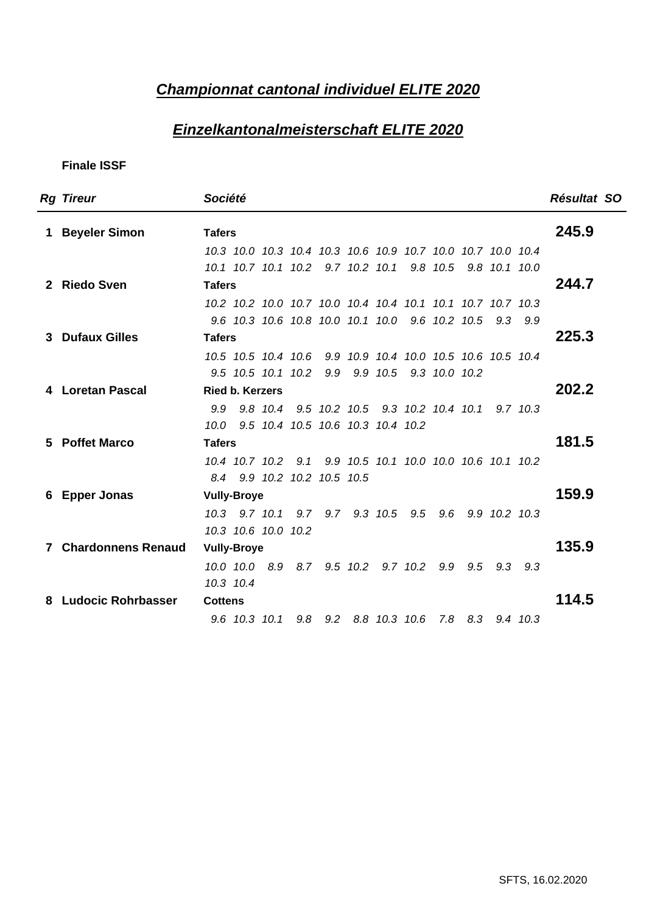# *Championnat cantonal individuel ELITE 2020*

# *Einzelkantonalmeisterschaft ELITE 2020*

**Finale ISSF**

| *Rg* | *Tireur* | *Société* | *Résultat* | *SO* |
|---|---|---|---|---|
| **1** | **Beyeler Simon** | **Tafers** | **245.9** | |
| | | *10.3 10.0 10.3 10.4 10.3 10.6 10.9 10.7 10.0 10.7 10.0 10.4* | | |
| | | *10.1 10.7 10.1 10.2 9.7 10.2 10.1 9.8 10.5 9.8 10.1 10.0* | | |
| **2** | **Riedo Sven** | **Tafers** | **244.7** | |
| | | *10.2 10.2 10.0 10.7 10.0 10.4 10.4 10.1 10.1 10.7 10.7 10.3* | | |
| | | *9.6 10.3 10.6 10.8 10.0 10.1 10.0 9.6 10.2 10.5 9.3 9.9* | | |
| **3** | **Dufaux Gilles** | **Tafers** | **225.3** | |
| | | *10.5 10.5 10.4 10.6 9.9 10.9 10.4 10.0 10.5 10.6 10.5 10.4* | | |
| | | *9.5 10.5 10.1 10.2 9.9 9.9 10.5 9.3 10.0 10.2* | | |
| **4** | **Loretan Pascal** | **Ried b. Kerzers** | **202.2** | |
| | | *9.9 9.8 10.4 9.5 10.2 10.5 9.3 10.2 10.4 10.1 9.7 10.3* | | |
| | | *10.0 9.5 10.4 10.5 10.6 10.3 10.4 10.2* | | |
| **5** | **Poffet Marco** | **Tafers** | **181.5** | |
| | | *10.4 10.7 10.2 9.1 9.9 10.5 10.1 10.0 10.0 10.6 10.1 10.2* | | |
| | | *8.4 9.9 10.2 10.2 10.5 10.5* | | |
| **6** | **Epper Jonas** | **Vully-Broye** | **159.9** | |
| | | *10.3 9.7 10.1 9.7 9.7 9.3 10.5 9.5 9.6 9.9 10.2 10.3* | | |
| | | *10.3 10.6 10.0 10.2* | | |
| **7** | **Chardonnens Renaud** | **Vully-Broye** | **135.9** | |
| | | *10.0 10.0 8.9 8.7 9.5 10.2 9.7 10.2 9.9 9.5 9.3 9.3* | | |
| | | *10.3 10.4* | | |
| **8** | **Ludocic Rohrbasser** | **Cottens** | **114.5** | |
| | | *9.6 10.3 10.1 9.8 9.2 8.8 10.3 10.6 7.8 8.3 9.4 10.3* | | |

SFTS, 16.02.2020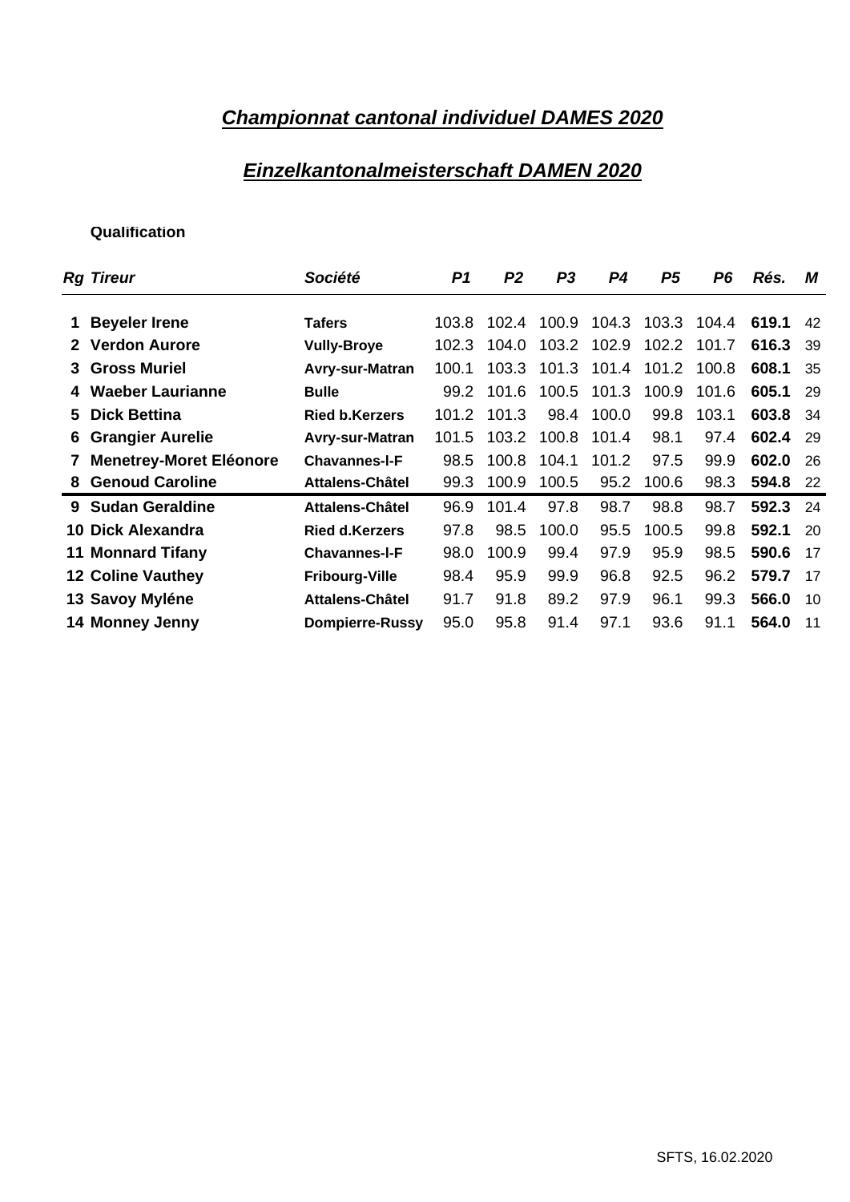## *Championnat cantonal individuel DAMES 2020*

## *Einzelkantonalmeisterschaft DAMEN 2020*

**Qualification**

| *Rg* | *Tireur* | *Société* | *P1* | *P2* | *P3* | *P4* | *P5* | *P6* | *Rés.* | *M* |
|---|---|---|---|---|---|---|---|---|---|---|
| **1** | **Beyeler Irene** | **Tafers** | 103.8 | 102.4 | 100.9 | 104.3 | 103.3 | 104.4 | **619.1** | 42 |
| **2** | **Verdon Aurore** | **Vully-Broye** | 102.3 | 104.0 | 103.2 | 102.9 | 102.2 | 101.7 | **616.3** | 39 |
| **3** | **Gross Muriel** | **Avry-sur-Matran** | 100.1 | 103.3 | 101.3 | 101.4 | 101.2 | 100.8 | **608.1** | 35 |
| **4** | **Waeber Laurianne** | **Bulle** | 99.2 | 101.6 | 100.5 | 101.3 | 100.9 | 101.6 | **605.1** | 29 |
| **5** | **Dick Bettina** | **Ried b.Kerzers** | 101.2 | 101.3 | 98.4 | 100.0 | 99.8 | 103.1 | **603.8** | 34 |
| **6** | **Grangier Aurelie** | **Avry-sur-Matran** | 101.5 | 103.2 | 100.8 | 101.4 | 98.1 | 97.4 | **602.4** | 29 |
| **7** | **Menetrey-Moret Eléonore** | **Chavannes-l-F** | 98.5 | 100.8 | 104.1 | 101.2 | 97.5 | 99.9 | **602.0** | 26 |
| **8** | **Genoud Caroline** | **Attalens-Châtel** | 99.3 | 100.9 | 100.5 | 95.2 | 100.6 | 98.3 | **594.8** | 22 |
| **9** | **Sudan Geraldine** | **Attalens-Châtel** | 96.9 | 101.4 | 97.8 | 98.7 | 98.8 | 98.7 | **592.3** | 24 |
| **10** | **Dick Alexandra** | **Ried d.Kerzers** | 97.8 | 98.5 | 100.0 | 95.5 | 100.5 | 99.8 | **592.1** | 20 |
| **11** | **Monnard Tifany** | **Chavannes-l-F** | 98.0 | 100.9 | 99.4 | 97.9 | 95.9 | 98.5 | **590.6** | 17 |
| **12** | **Coline Vauthey** | **Fribourg-Ville** | 98.4 | 95.9 | 99.9 | 96.8 | 92.5 | 96.2 | **579.7** | 17 |
| **13** | **Savoy Myléne** | **Attalens-Châtel** | 91.7 | 91.8 | 89.2 | 97.9 | 96.1 | 99.3 | **566.0** | 10 |
| **14** | **Monney Jenny** | **Dompierre-Russy** | 95.0 | 95.8 | 91.4 | 97.1 | 93.6 | 91.1 | **564.0** | 11 |

SFTS, 16.02.2020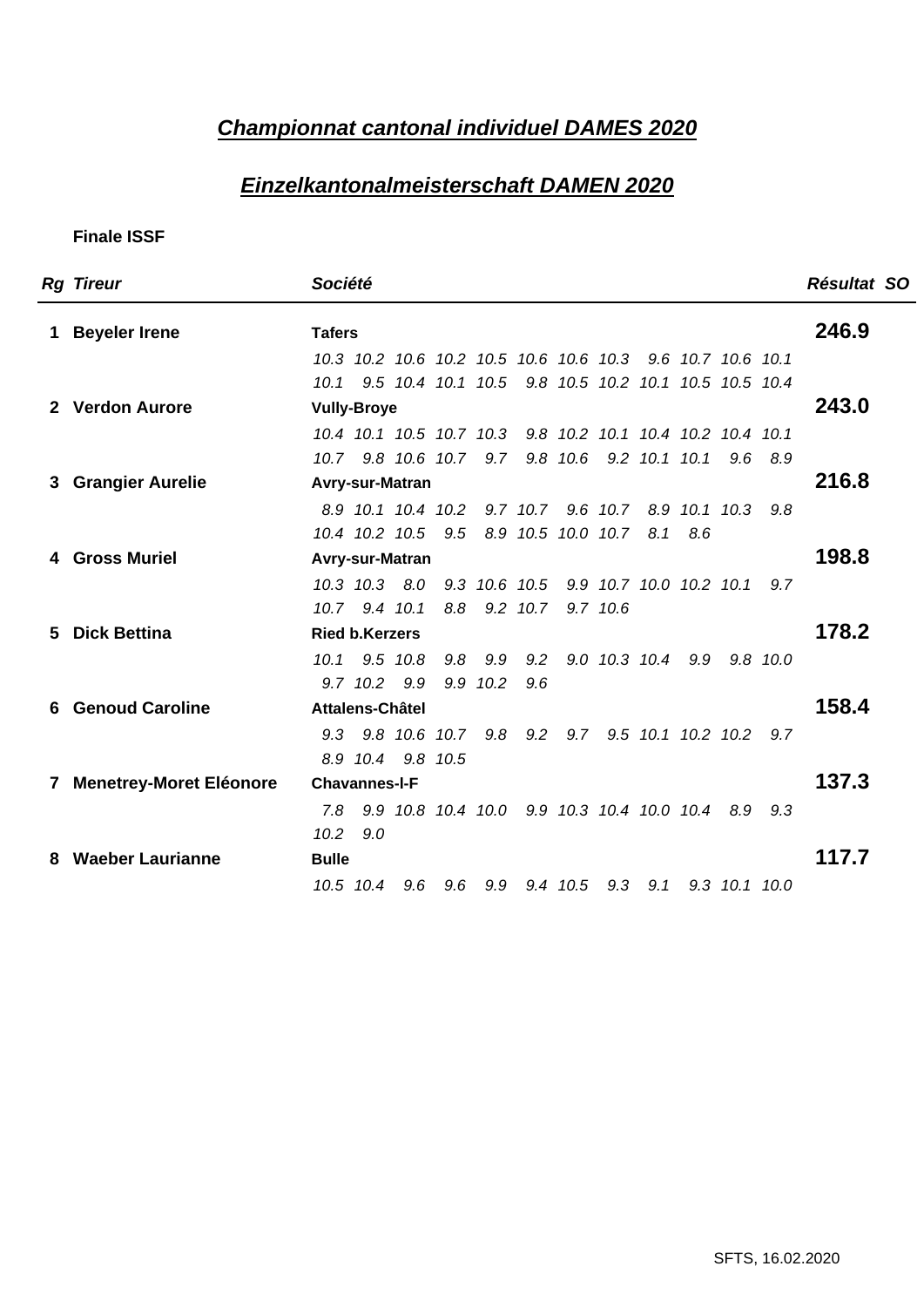## *Championnat cantonal individuel DAMES 2020*

## *Einzelkantonalmeisterschaft DAMEN 2020*

**Finale ISSF**

| *Rg* | *Tireur* | *Société* | *Résultat* | *SO* |
|---|---|---|---|---|
| **1** | **Beyeler Irene** | **Tafers** | **246.9** | |
| | | *10.3 10.2 10.6 10.2 10.5 10.6 10.6 10.3 9.6 10.7 10.6 10.1* | | |
| | | *10.1 9.5 10.4 10.1 10.5 9.8 10.5 10.2 10.1 10.5 10.5 10.4* | | |
| **2** | **Verdon Aurore** | **Vully-Broye** | **243.0** | |
| | | *10.4 10.1 10.5 10.7 10.3 9.8 10.2 10.1 10.4 10.2 10.4 10.1* | | |
| | | *10.7 9.8 10.6 10.7 9.7 9.8 10.6 9.2 10.1 10.1 9.6 8.9* | | |
| **3** | **Grangier Aurelie** | **Avry-sur-Matran** | **216.8** | |
| | | *8.9 10.1 10.4 10.2 9.7 10.7 9.6 10.7 8.9 10.1 10.3 9.8* | | |
| | | *10.4 10.2 10.5 9.5 8.9 10.5 10.0 10.7 8.1 8.6* | | |
| **4** | **Gross Muriel** | **Avry-sur-Matran** | **198.8** | |
| | | *10.3 10.3 8.0 9.3 10.6 10.5 9.9 10.7 10.0 10.2 10.1 9.7* | | |
| | | *10.7 9.4 10.1 8.8 9.2 10.7 9.7 10.6* | | |
| **5** | **Dick Bettina** | **Ried b.Kerzers** | **178.2** | |
| | | *10.1 9.5 10.8 9.8 9.9 9.2 9.0 10.3 10.4 9.9 9.8 10.0* | | |
| | | *9.7 10.2 9.9 9.9 10.2 9.6* | | |
| **6** | **Genoud Caroline** | **Attalens-Châtel** | **158.4** | |
| | | *9.3 9.8 10.6 10.7 9.8 9.2 9.7 9.5 10.1 10.2 10.2 9.7* | | |
| | | *8.9 10.4 9.8 10.5* | | |
| **7** | **Menetrey-Moret Eléonore** | **Chavannes-l-F** | **137.3** | |
| | | *7.8 9.9 10.8 10.4 10.0 9.9 10.3 10.4 10.0 10.4 8.9 9.3* | | |
| | | *10.2 9.0* | | |
| **8** | **Waeber Laurianne** | **Bulle** | **117.7** | |
| | | *10.5 10.4 9.6 9.6 9.9 9.4 10.5 9.3 9.1 9.3 10.1 10.0* | | |

SFTS, 16.02.2020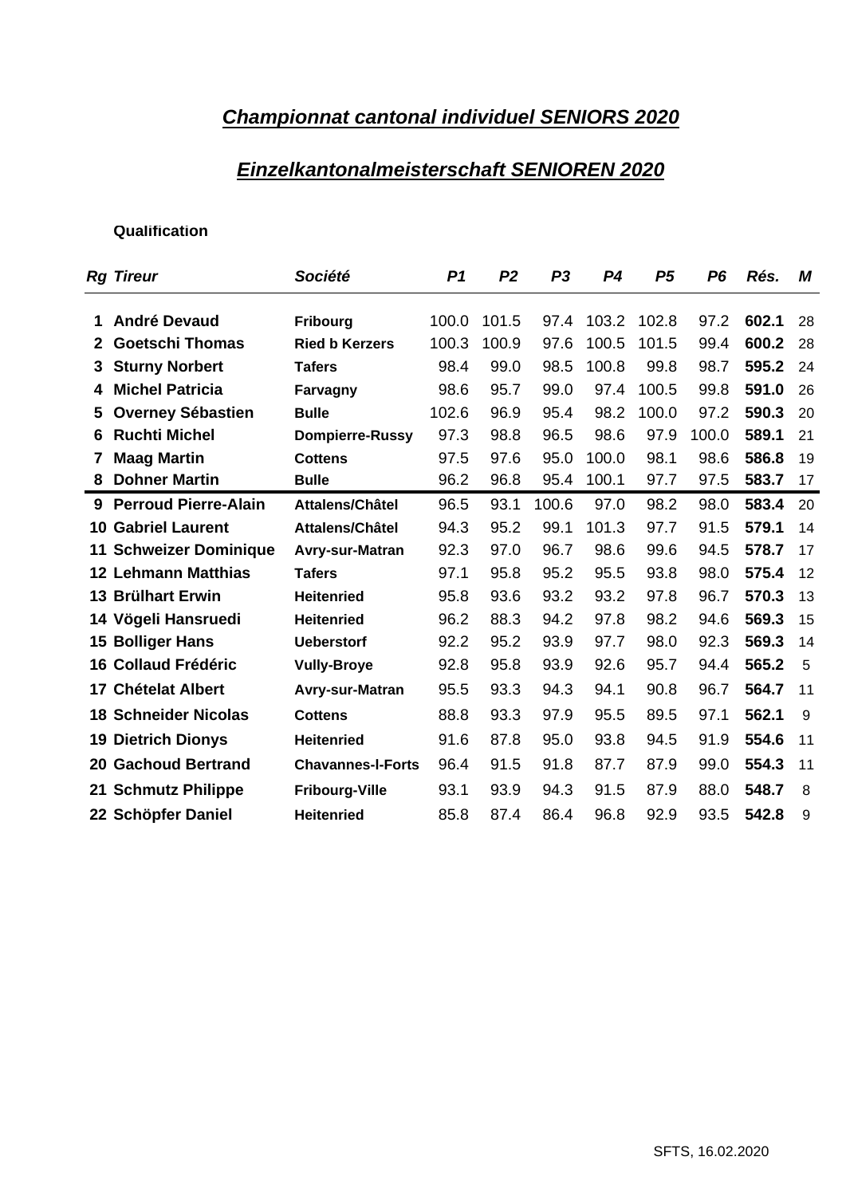## *Championnat cantonal individuel SENIORS 2020*

## *Einzelkantonalmeisterschaft SENIOREN 2020*

**Qualification**

| *Rg* | *Tireur* | *Société* | *P1* | *P2* | *P3* | *P4* | *P5* | *P6* | *Rés.* | *M* |
|---|---|---|---|---|---|---|---|---|---|---|
| **1** | **André Devaud** | **Fribourg** | 100.0 | 101.5 | 97.4 | 103.2 | 102.8 | 97.2 | **602.1** | 28 |
| **2** | **Goetschi Thomas** | **Ried b Kerzers** | 100.3 | 100.9 | 97.6 | 100.5 | 101.5 | 99.4 | **600.2** | 28 |
| **3** | **Sturny Norbert** | **Tafers** | 98.4 | 99.0 | 98.5 | 100.8 | 99.8 | 98.7 | **595.2** | 24 |
| **4** | **Michel Patricia** | **Farvagny** | 98.6 | 95.7 | 99.0 | 97.4 | 100.5 | 99.8 | **591.0** | 26 |
| **5** | **Overney Sébastien** | **Bulle** | 102.6 | 96.9 | 95.4 | 98.2 | 100.0 | 97.2 | **590.3** | 20 |
| **6** | **Ruchti Michel** | **Dompierre-Russy** | 97.3 | 98.8 | 96.5 | 98.6 | 97.9 | 100.0 | **589.1** | 21 |
| **7** | **Maag Martin** | **Cottens** | 97.5 | 97.6 | 95.0 | 100.0 | 98.1 | 98.6 | **586.8** | 19 |
| **8** | **Dohner Martin** | **Bulle** | 96.2 | 96.8 | 95.4 | 100.1 | 97.7 | 97.5 | **583.7** | 17 |
| **9** | **Perroud Pierre-Alain** | **Attalens/Châtel** | 96.5 | 93.1 | 100.6 | 97.0 | 98.2 | 98.0 | **583.4** | 20 |
| **10** | **Gabriel Laurent** | **Attalens/Châtel** | 94.3 | 95.2 | 99.1 | 101.3 | 97.7 | 91.5 | **579.1** | 14 |
| **11** | **Schweizer Dominique** | **Avry-sur-Matran** | 92.3 | 97.0 | 96.7 | 98.6 | 99.6 | 94.5 | **578.7** | 17 |
| **12** | **Lehmann Matthias** | **Tafers** | 97.1 | 95.8 | 95.2 | 95.5 | 93.8 | 98.0 | **575.4** | 12 |
| **13** | **Brülhart Erwin** | **Heitenried** | 95.8 | 93.6 | 93.2 | 93.2 | 97.8 | 96.7 | **570.3** | 13 |
| **14** | **Vögeli Hansruedi** | **Heitenried** | 96.2 | 88.3 | 94.2 | 97.8 | 98.2 | 94.6 | **569.3** | 15 |
| **15** | **Bolliger Hans** | **Ueberstorf** | 92.2 | 95.2 | 93.9 | 97.7 | 98.0 | 92.3 | **569.3** | 14 |
| **16** | **Collaud Frédéric** | **Vully-Broye** | 92.8 | 95.8 | 93.9 | 92.6 | 95.7 | 94.4 | **565.2** | 5 |
| **17** | **Chételat Albert** | **Avry-sur-Matran** | 95.5 | 93.3 | 94.3 | 94.1 | 90.8 | 96.7 | **564.7** | 11 |
| **18** | **Schneider Nicolas** | **Cottens** | 88.8 | 93.3 | 97.9 | 95.5 | 89.5 | 97.1 | **562.1** | 9 |
| **19** | **Dietrich Dionys** | **Heitenried** | 91.6 | 87.8 | 95.0 | 93.8 | 94.5 | 91.9 | **554.6** | 11 |
| **20** | **Gachoud Bertrand** | **Chavannes-l-Forts** | 96.4 | 91.5 | 91.8 | 87.7 | 87.9 | 99.0 | **554.3** | 11 |
| **21** | **Schmutz Philippe** | **Fribourg-Ville** | 93.1 | 93.9 | 94.3 | 91.5 | 87.9 | 88.0 | **548.7** | 8 |
| **22** | **Schöpfer Daniel** | **Heitenried** | 85.8 | 87.4 | 86.4 | 96.8 | 92.9 | 93.5 | **542.8** | 9 |

SFTS, 16.02.2020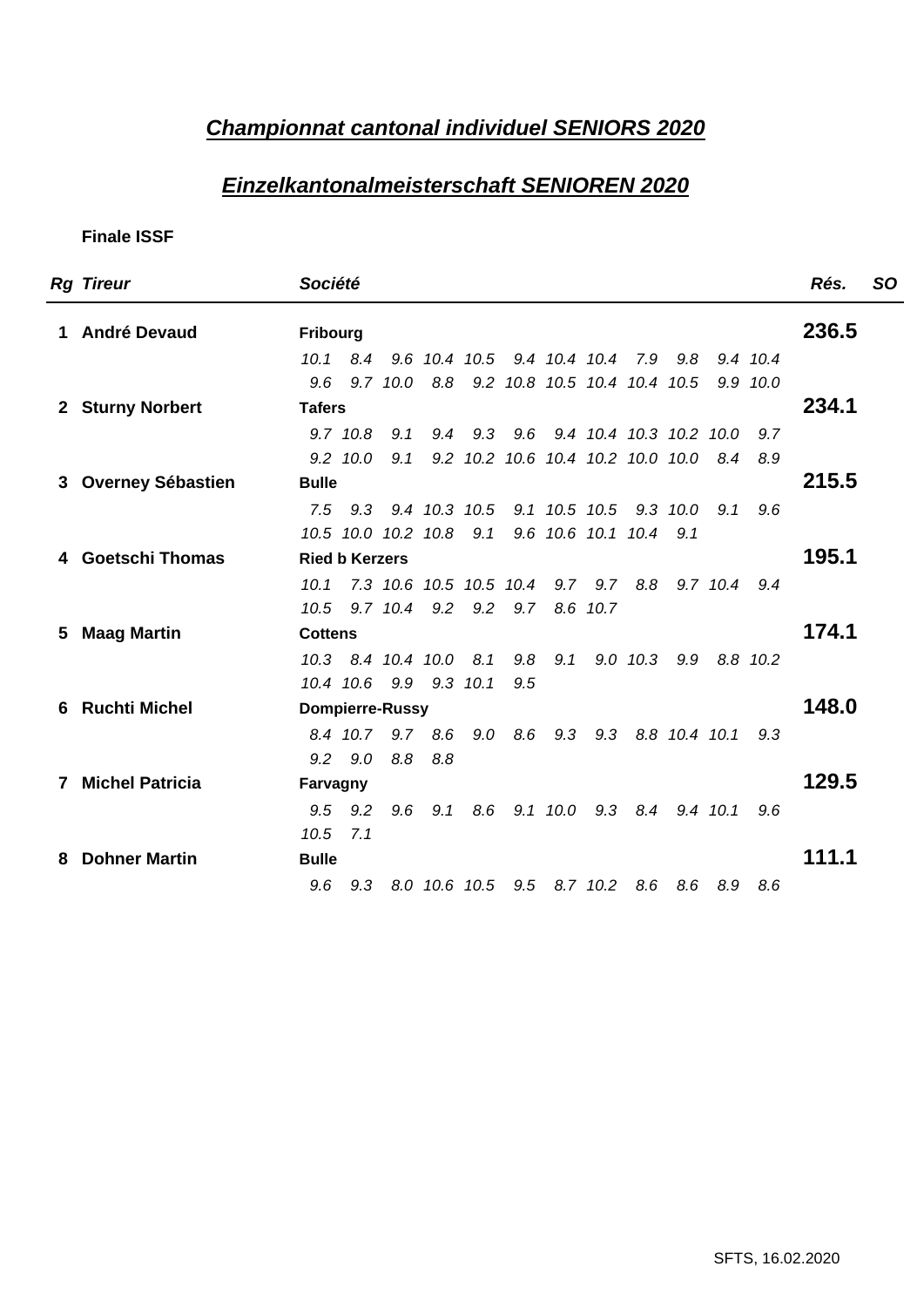# *Championnat cantonal individuel SENIORS 2020*

# *Einzelkantonalmeisterschaft SENIOREN 2020*

**Finale ISSF**

| Rg | Tireur | Société | Rés. | SO |
|---|---|---|---|---|
| 1 | **André Devaud** | **Fribourg** | **236.5** | |
| | | *10.1 8.4 9.6 10.4 10.5 9.4 10.4 10.4 7.9 9.8 9.4 10.4* | | |
| | | *9.6 9.7 10.0 8.8 9.2 10.8 10.5 10.4 10.4 10.5 9.9 10.0* | | |
| 2 | **Sturny Norbert** | **Tafers** | **234.1** | |
| | | *9.7 10.8 9.1 9.4 9.3 9.6 9.4 10.4 10.3 10.2 10.0 9.7* | | |
| | | *9.2 10.0 9.1 9.2 10.2 10.6 10.4 10.2 10.0 10.0 8.4 8.9* | | |
| 3 | **Overney Sébastien** | **Bulle** | **215.5** | |
| | | *7.5 9.3 9.4 10.3 10.5 9.1 10.5 10.5 9.3 10.0 9.1 9.6* | | |
| | | *10.5 10.0 10.2 10.8 9.1 9.6 10.6 10.1 10.4 9.1* | | |
| 4 | **Goetschi Thomas** | **Ried b Kerzers** | **195.1** | |
| | | *10.1 7.3 10.6 10.5 10.5 10.4 9.7 9.7 8.8 9.7 10.4 9.4* | | |
| | | *10.5 9.7 10.4 9.2 9.2 9.7 8.6 10.7* | | |
| 5 | **Maag Martin** | **Cottens** | **174.1** | |
| | | *10.3 8.4 10.4 10.0 8.1 9.8 9.1 9.0 10.3 9.9 8.8 10.2* | | |
| | | *10.4 10.6 9.9 9.3 10.1 9.5* | | |
| 6 | **Ruchti Michel** | **Dompierre-Russy** | **148.0** | |
| | | *8.4 10.7 9.7 8.6 9.0 8.6 9.3 9.3 8.8 10.4 10.1 9.3* | | |
| | | *9.2 9.0 8.8 8.8* | | |
| 7 | **Michel Patricia** | **Farvagny** | **129.5** | |
| | | *9.5 9.2 9.6 9.1 8.6 9.1 10.0 9.3 8.4 9.4 10.1 9.6* | | |
| | | *10.5 7.1* | | |
| 8 | **Dohner Martin** | **Bulle** | **111.1** | |
| | | *9.6 9.3 8.0 10.6 10.5 9.5 8.7 10.2 8.6 8.6 8.9 8.6* | | |

SFTS, 16.02.2020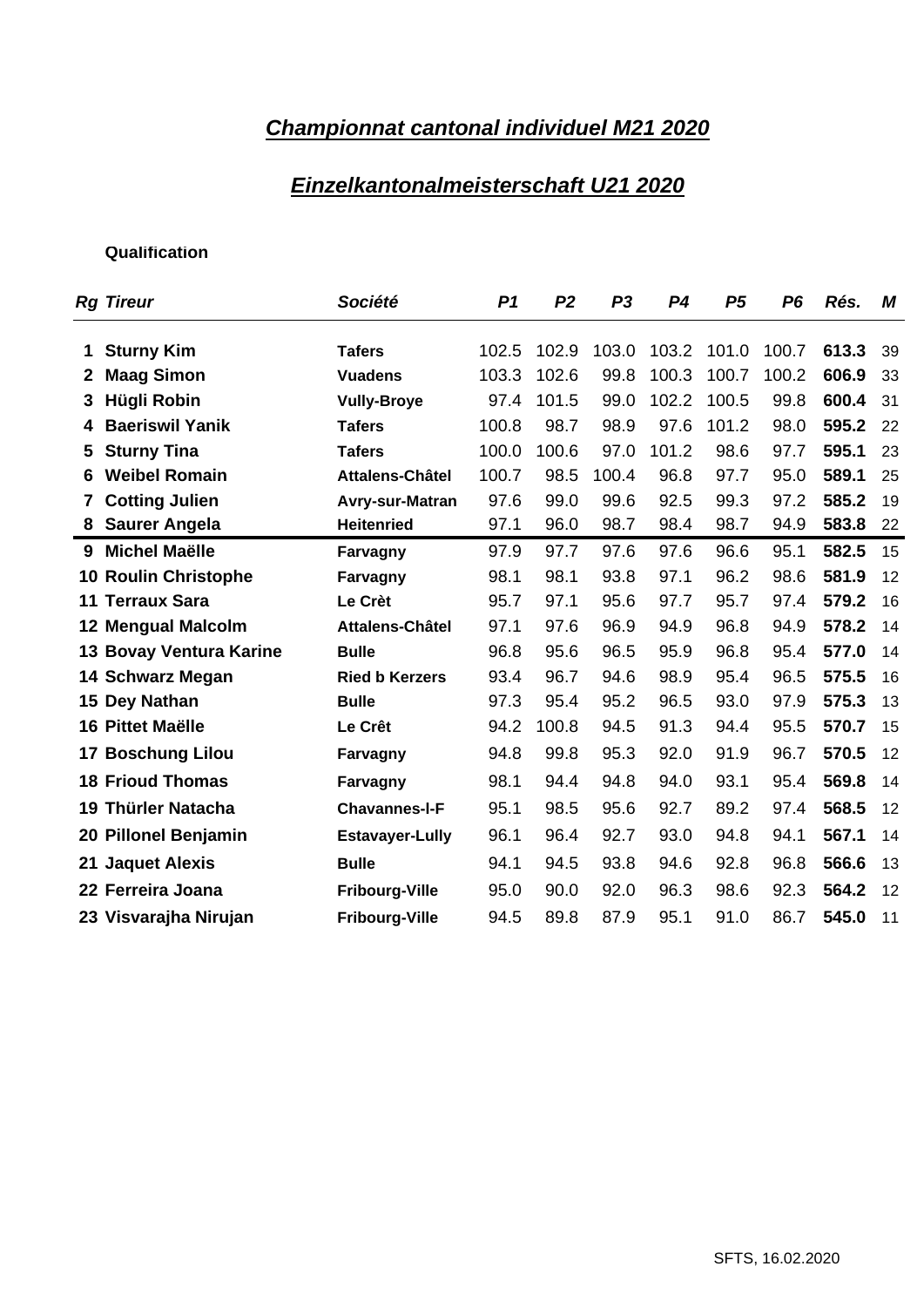# *Championnat cantonal individuel M21 2020*

# *Einzelkantonalmeisterschaft U21 2020*

**Qualification**

| *Rg* | *Tireur* | *Société* | *P1* | *P2* | *P3* | *P4* | *P5* | *P6* | *Rés.* | *M* |
|---|---|---|---|---|---|---|---|---|---|---|
| **1** | **Sturny Kim** | **Tafers** | 102.5 | 102.9 | 103.0 | 103.2 | 101.0 | 100.7 | **613.3** | 39 |
| **2** | **Maag Simon** | **Vuadens** | 103.3 | 102.6 | 99.8 | 100.3 | 100.7 | 100.2 | **606.9** | 33 |
| **3** | **Hügli Robin** | **Vully-Broye** | 97.4 | 101.5 | 99.0 | 102.2 | 100.5 | 99.8 | **600.4** | 31 |
| **4** | **Baeriswil Yanik** | **Tafers** | 100.8 | 98.7 | 98.9 | 97.6 | 101.2 | 98.0 | **595.2** | 22 |
| **5** | **Sturny Tina** | **Tafers** | 100.0 | 100.6 | 97.0 | 101.2 | 98.6 | 97.7 | **595.1** | 23 |
| **6** | **Weibel Romain** | **Attalens-Châtel** | 100.7 | 98.5 | 100.4 | 96.8 | 97.7 | 95.0 | **589.1** | 25 |
| **7** | **Cotting Julien** | **Avry-sur-Matran** | 97.6 | 99.0 | 99.6 | 92.5 | 99.3 | 97.2 | **585.2** | 19 |
| **8** | **Saurer Angela** | **Heitenried** | 97.1 | 96.0 | 98.7 | 98.4 | 98.7 | 94.9 | **583.8** | 22 |
| **9** | **Michel Maëlle** | **Farvagny** | 97.9 | 97.7 | 97.6 | 97.6 | 96.6 | 95.1 | **582.5** | 15 |
| **10** | **Roulin Christophe** | **Farvagny** | 98.1 | 98.1 | 93.8 | 97.1 | 96.2 | 98.6 | **581.9** | 12 |
| **11** | **Terraux Sara** | **Le Crèt** | 95.7 | 97.1 | 95.6 | 97.7 | 95.7 | 97.4 | **579.2** | 16 |
| **12** | **Mengual Malcolm** | **Attalens-Châtel** | 97.1 | 97.6 | 96.9 | 94.9 | 96.8 | 94.9 | **578.2** | 14 |
| **13** | **Bovay Ventura Karine** | **Bulle** | 96.8 | 95.6 | 96.5 | 95.9 | 96.8 | 95.4 | **577.0** | 14 |
| **14** | **Schwarz Megan** | **Ried b Kerzers** | 93.4 | 96.7 | 94.6 | 98.9 | 95.4 | 96.5 | **575.5** | 16 |
| **15** | **Dey Nathan** | **Bulle** | 97.3 | 95.4 | 95.2 | 96.5 | 93.0 | 97.9 | **575.3** | 13 |
| **16** | **Pittet Maëlle** | **Le Crêt** | 94.2 | 100.8 | 94.5 | 91.3 | 94.4 | 95.5 | **570.7** | 15 |
| **17** | **Boschung Lilou** | **Farvagny** | 94.8 | 99.8 | 95.3 | 92.0 | 91.9 | 96.7 | **570.5** | 12 |
| **18** | **Frioud Thomas** | **Farvagny** | 98.1 | 94.4 | 94.8 | 94.0 | 93.1 | 95.4 | **569.8** | 14 |
| **19** | **Thürler Natacha** | **Chavannes-l-F** | 95.1 | 98.5 | 95.6 | 92.7 | 89.2 | 97.4 | **568.5** | 12 |
| **20** | **Pillonel Benjamin** | **Estavayer-Lully** | 96.1 | 96.4 | 92.7 | 93.0 | 94.8 | 94.1 | **567.1** | 14 |
| **21** | **Jaquet Alexis** | **Bulle** | 94.1 | 94.5 | 93.8 | 94.6 | 92.8 | 96.8 | **566.6** | 13 |
| **22** | **Ferreira Joana** | **Fribourg-Ville** | 95.0 | 90.0 | 92.0 | 96.3 | 98.6 | 92.3 | **564.2** | 12 |
| **23** | **Visvarajha Nirujan** | **Fribourg-Ville** | 94.5 | 89.8 | 87.9 | 95.1 | 91.0 | 86.7 | **545.0** | 11 |

SFTS, 16.02.2020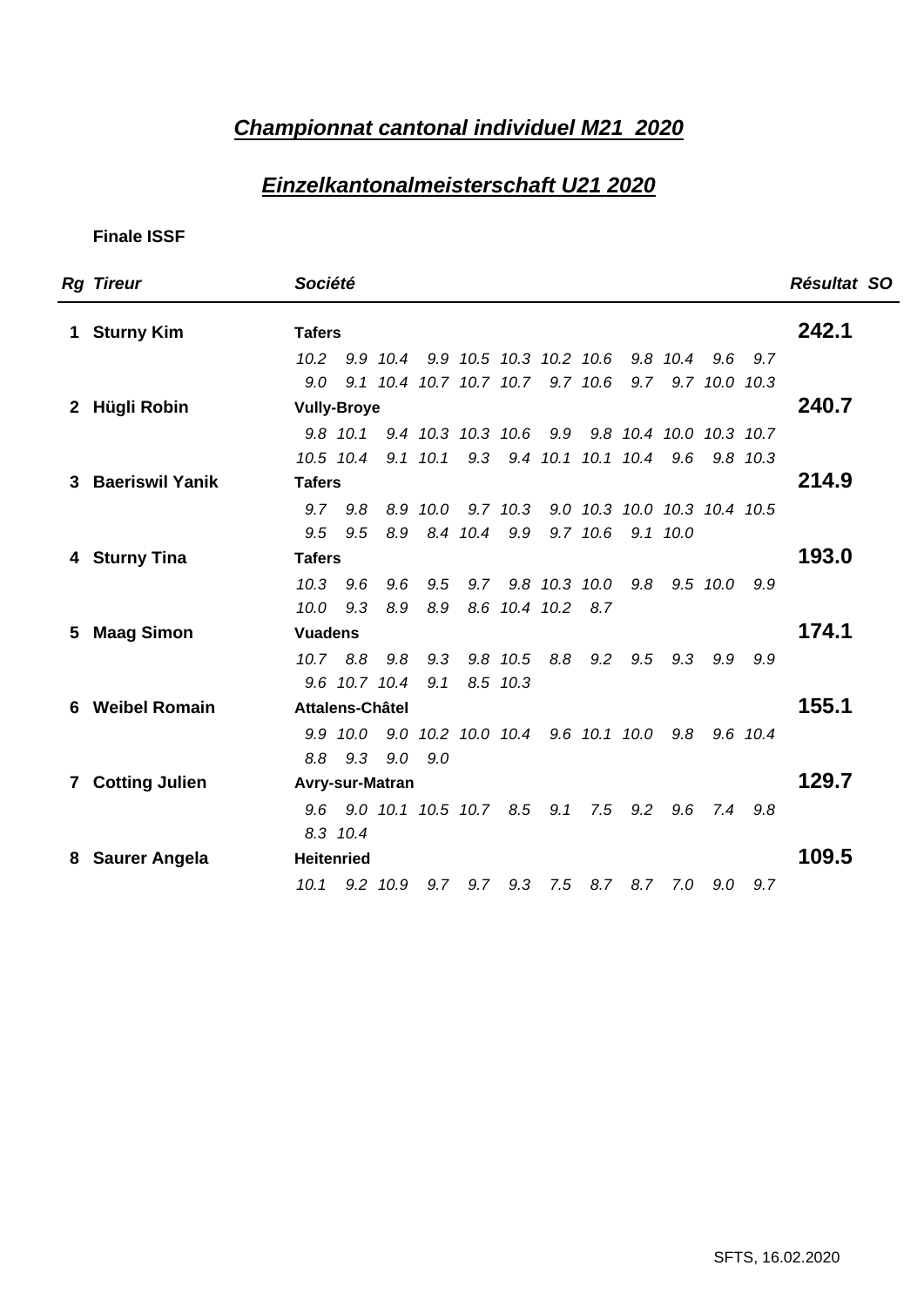# *Championnat cantonal individuel M21 2020*

# *Einzelkantonalmeisterschaft U21 2020*

**Finale ISSF**

| *Rg* | *Tireur* | *Société* | *Résultat* | *SO* |
|---|---|---|---|---|
| **1** | **Sturny Kim** | **Tafers** | **242.1** | |
| | | *10.2 9.9 10.4 9.9 10.5 10.3 10.2 10.6 9.8 10.4 9.6 9.7* | | |
| | | *9.0 9.1 10.4 10.7 10.7 10.7 9.7 10.6 9.7 9.7 10.0 10.3* | | |
| **2** | **Hügli Robin** | **Vully-Broye** | **240.7** | |
| | | *9.8 10.1 9.4 10.3 10.3 10.6 9.9 9.8 10.4 10.0 10.3 10.7* | | |
| | | *10.5 10.4 9.1 10.1 9.3 9.4 10.1 10.1 10.4 9.6 9.8 10.3* | | |
| **3** | **Baeriswil Yanik** | **Tafers** | **214.9** | |
| | | *9.7 9.8 8.9 10.0 9.7 10.3 9.0 10.3 10.0 10.3 10.4 10.5* | | |
| | | *9.5 9.5 8.9 8.4 10.4 9.9 9.7 10.6 9.1 10.0* | | |
| **4** | **Sturny Tina** | **Tafers** | **193.0** | |
| | | *10.3 9.6 9.6 9.5 9.7 9.8 10.3 10.0 9.8 9.5 10.0 9.9* | | |
| | | *10.0 9.3 8.9 8.9 8.6 10.4 10.2 8.7* | | |
| **5** | **Maag Simon** | **Vuadens** | **174.1** | |
| | | *10.7 8.8 9.8 9.3 9.8 10.5 8.8 9.2 9.5 9.3 9.9 9.9* | | |
| | | *9.6 10.7 10.4 9.1 8.5 10.3* | | |
| **6** | **Weibel Romain** | **Attalens-Châtel** | **155.1** | |
| | | *9.9 10.0 9.0 10.2 10.0 10.4 9.6 10.1 10.0 9.8 9.6 10.4* | | |
| | | *8.8 9.3 9.0 9.0* | | |
| **7** | **Cotting Julien** | **Avry-sur-Matran** | **129.7** | |
| | | *9.6 9.0 10.1 10.5 10.7 8.5 9.1 7.5 9.2 9.6 7.4 9.8* | | |
| | | *8.3 10.4* | | |
| **8** | **Saurer Angela** | **Heitenried** | **109.5** | |
| | | *10.1 9.2 10.9 9.7 9.7 9.3 7.5 8.7 8.7 7.0 9.0 9.7* | | |

SFTS, 16.02.2020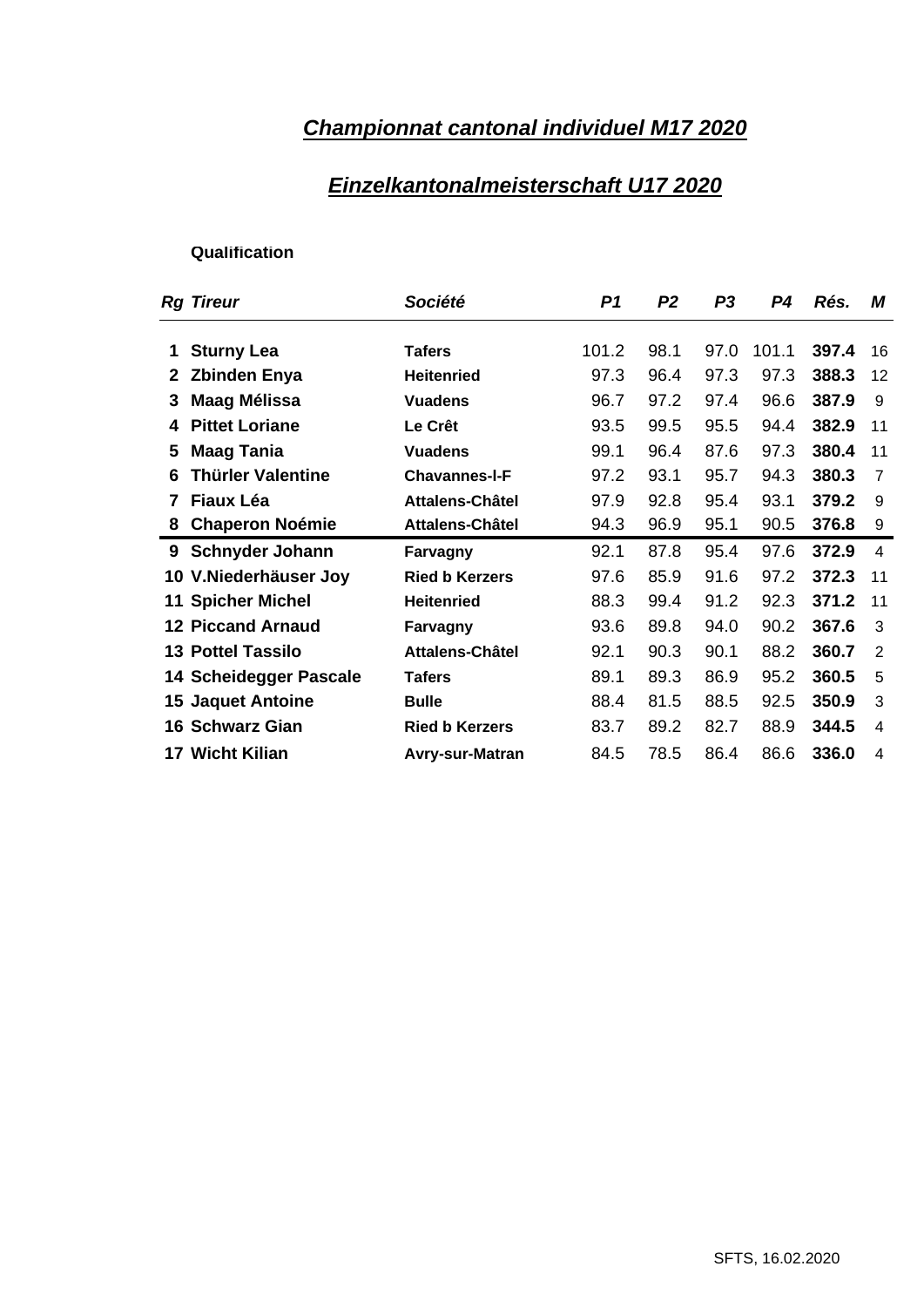# *Championnat cantonal individuel M17 2020*

# *Einzelkantonalmeisterschaft U17 2020*

**Qualification**

| *Rg* | *Tireur* | *Société* | *P1* | *P2* | *P3* | *P4* | *Rés.* | *M* |
|---|---|---|---|---|---|---|---|---|
| **1** | **Sturny Lea** | **Tafers** | 101.2 | 98.1 | 97.0 | 101.1 | **397.4** | 16 |
| **2** | **Zbinden Enya** | **Heitenried** | 97.3 | 96.4 | 97.3 | 97.3 | **388.3** | 12 |
| **3** | **Maag Mélissa** | **Vuadens** | 96.7 | 97.2 | 97.4 | 96.6 | **387.9** | 9 |
| **4** | **Pittet Loriane** | **Le Crêt** | 93.5 | 99.5 | 95.5 | 94.4 | **382.9** | 11 |
| **5** | **Maag Tania** | **Vuadens** | 99.1 | 96.4 | 87.6 | 97.3 | **380.4** | 11 |
| **6** | **Thürler Valentine** | **Chavannes-l-F** | 97.2 | 93.1 | 95.7 | 94.3 | **380.3** | 7 |
| **7** | **Fiaux Léa** | **Attalens-Châtel** | 97.9 | 92.8 | 95.4 | 93.1 | **379.2** | 9 |
| **8** | **Chaperon Noémie** | **Attalens-Châtel** | 94.3 | 96.9 | 95.1 | 90.5 | **376.8** | 9 |
| **9** | **Schnyder Johann** | **Farvagny** | 92.1 | 87.8 | 95.4 | 97.6 | **372.9** | 4 |
| **10** | **V.Niederhäuser Joy** | **Ried b Kerzers** | 97.6 | 85.9 | 91.6 | 97.2 | **372.3** | 11 |
| **11** | **Spicher Michel** | **Heitenried** | 88.3 | 99.4 | 91.2 | 92.3 | **371.2** | 11 |
| **12** | **Piccand Arnaud** | **Farvagny** | 93.6 | 89.8 | 94.0 | 90.2 | **367.6** | 3 |
| **13** | **Pottel Tassilo** | **Attalens-Châtel** | 92.1 | 90.3 | 90.1 | 88.2 | **360.7** | 2 |
| **14** | **Scheidegger Pascale** | **Tafers** | 89.1 | 89.3 | 86.9 | 95.2 | **360.5** | 5 |
| **15** | **Jaquet Antoine** | **Bulle** | 88.4 | 81.5 | 88.5 | 92.5 | **350.9** | 3 |
| **16** | **Schwarz Gian** | **Ried b Kerzers** | 83.7 | 89.2 | 82.7 | 88.9 | **344.5** | 4 |
| **17** | **Wicht Kilian** | **Avry-sur-Matran** | 84.5 | 78.5 | 86.4 | 86.6 | **336.0** | 4 |

SFTS, 16.02.2020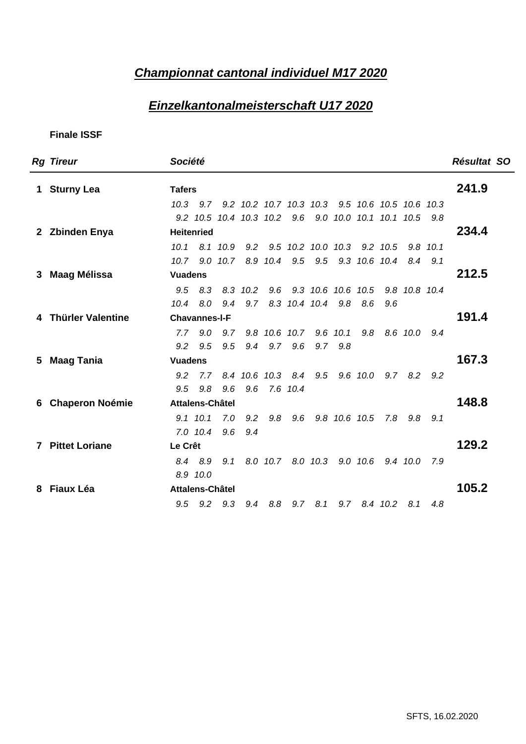## *Championnat cantonal individuel M17 2020*

## *Einzelkantonalmeisterschaft U17 2020*

**Finale ISSF**

| *Rg* | *Tireur* | *Société* | *Résultat* | *SO* |
|---|---|---|---|---|
| **1** | **Sturny Lea** | **Tafers** | **241.9** | |
| | | *10.3 9.7 9.2 10.2 10.7 10.3 10.3 9.5 10.6 10.5 10.6 10.3* | | |
| | | *9.2 10.5 10.4 10.3 10.2 9.6 9.0 10.0 10.1 10.1 10.5 9.8* | | |
| **2** | **Zbinden Enya** | **Heitenried** | **234.4** | |
| | | *10.1 8.1 10.9 9.2 9.5 10.2 10.0 10.3 9.2 10.5 9.8 10.1* | | |
| | | *10.7 9.0 10.7 8.9 10.4 9.5 9.5 9.3 10.6 10.4 8.4 9.1* | | |
| **3** | **Maag Mélissa** | **Vuadens** | **212.5** | |
| | | *9.5 8.3 8.3 10.2 9.6 9.3 10.6 10.6 10.5 9.8 10.8 10.4* | | |
| | | *10.4 8.0 9.4 9.7 8.3 10.4 10.4 9.8 8.6 9.6* | | |
| **4** | **Thürler Valentine** | **Chavannes-l-F** | **191.4** | |
| | | *7.7 9.0 9.7 9.8 10.6 10.7 9.6 10.1 9.8 8.6 10.0 9.4* | | |
| | | *9.2 9.5 9.5 9.4 9.7 9.6 9.7 9.8* | | |
| **5** | **Maag Tania** | **Vuadens** | **167.3** | |
| | | *9.2 7.7 8.4 10.6 10.3 8.4 9.5 9.6 10.0 9.7 8.2 9.2* | | |
| | | *9.5 9.8 9.6 9.6 7.6 10.4* | | |
| **6** | **Chaperon Noémie** | **Attalens-Châtel** | **148.8** | |
| | | *9.1 10.1 7.0 9.2 9.8 9.6 9.8 10.6 10.5 7.8 9.8 9.1* | | |
| | | *7.0 10.4 9.6 9.4* | | |
| **7** | **Pittet Loriane** | **Le Crêt** | **129.2** | |
| | | *8.4 8.9 9.1 8.0 10.7 8.0 10.3 9.0 10.6 9.4 10.0 7.9* | | |
| | | *8.9 10.0* | | |
| **8** | **Fiaux Léa** | **Attalens-Châtel** | **105.2** | |
| | | *9.5 9.2 9.3 9.4 8.8 9.7 8.1 9.7 8.4 10.2 8.1 4.8* | | |

SFTS, 16.02.2020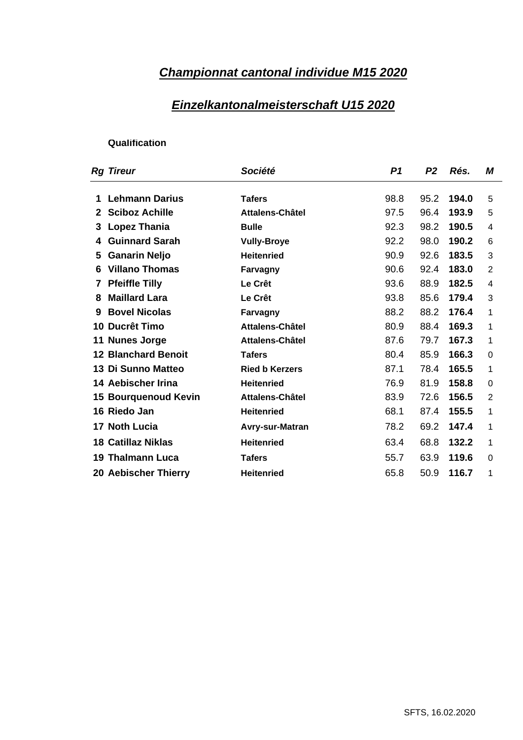## ***Championnat cantonal individue M15 2020***

## ***Einzelkantonalmeisterschaft U15 2020***

**Qualification**

| *Rg* | *Tireur* | *Société* | *P1* | *P2* | *Rés.* | *M* |
|---|---|---|---|---|---|---|
| **1** | **Lehmann Darius** | **Tafers** | 98.8 | 95.2 | **194.0** | 5 |
| **2** | **Sciboz Achille** | **Attalens-Châtel** | 97.5 | 96.4 | **193.9** | 5 |
| **3** | **Lopez Thania** | **Bulle** | 92.3 | 98.2 | **190.5** | 4 |
| **4** | **Guinnard Sarah** | **Vully-Broye** | 92.2 | 98.0 | **190.2** | 6 |
| **5** | **Ganarin Neljo** | **Heitenried** | 90.9 | 92.6 | **183.5** | 3 |
| **6** | **Villano Thomas** | **Farvagny** | 90.6 | 92.4 | **183.0** | 2 |
| **7** | **Pfeiffle Tilly** | **Le Crêt** | 93.6 | 88.9 | **182.5** | 4 |
| **8** | **Maillard Lara** | **Le Crêt** | 93.8 | 85.6 | **179.4** | 3 |
| **9** | **Bovel Nicolas** | **Farvagny** | 88.2 | 88.2 | **176.4** | 1 |
| **10** | **Ducrêt Timo** | **Attalens-Châtel** | 80.9 | 88.4 | **169.3** | 1 |
| **11** | **Nunes Jorge** | **Attalens-Châtel** | 87.6 | 79.7 | **167.3** | 1 |
| **12** | **Blanchard Benoit** | **Tafers** | 80.4 | 85.9 | **166.3** | 0 |
| **13** | **Di Sunno Matteo** | **Ried b Kerzers** | 87.1 | 78.4 | **165.5** | 1 |
| **14** | **Aebischer Irina** | **Heitenried** | 76.9 | 81.9 | **158.8** | 0 |
| **15** | **Bourquenoud Kevin** | **Attalens-Châtel** | 83.9 | 72.6 | **156.5** | 2 |
| **16** | **Riedo Jan** | **Heitenried** | 68.1 | 87.4 | **155.5** | 1 |
| **17** | **Noth Lucia** | **Avry-sur-Matran** | 78.2 | 69.2 | **147.4** | 1 |
| **18** | **Catillaz Niklas** | **Heitenried** | 63.4 | 68.8 | **132.2** | 1 |
| **19** | **Thalmann Luca** | **Tafers** | 55.7 | 63.9 | **119.6** | 0 |
| **20** | **Aebischer Thierry** | **Heitenried** | 65.8 | 50.9 | **116.7** | 1 |

SFTS, 16.02.2020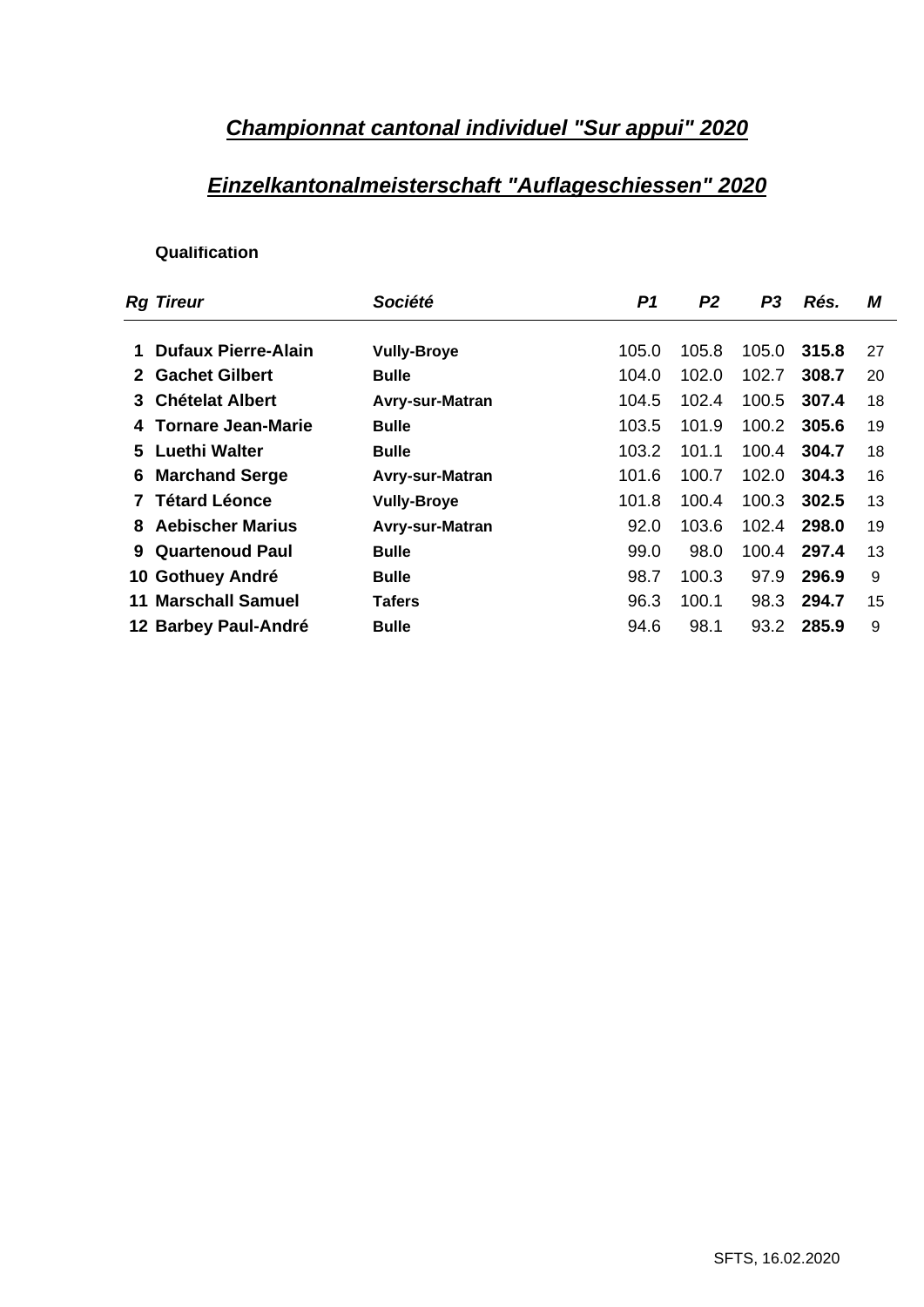## *Championnat cantonal individuel "Sur appui" 2020*

## *Einzelkantonalmeisterschaft "Auflageschiessen" 2020*

**Qualification**

| *Rg* | *Tireur* | *Société* | *P1* | *P2* | *P3* | *Rés.* | *M* |
|---|---|---|---|---|---|---|---|
| **1** | **Dufaux Pierre-Alain** | **Vully-Broye** | 105.0 | 105.8 | 105.0 | **315.8** | 27 |
| **2** | **Gachet Gilbert** | **Bulle** | 104.0 | 102.0 | 102.7 | **308.7** | 20 |
| **3** | **Chételat Albert** | **Avry-sur-Matran** | 104.5 | 102.4 | 100.5 | **307.4** | 18 |
| **4** | **Tornare Jean-Marie** | **Bulle** | 103.5 | 101.9 | 100.2 | **305.6** | 19 |
| **5** | **Luethi Walter** | **Bulle** | 103.2 | 101.1 | 100.4 | **304.7** | 18 |
| **6** | **Marchand Serge** | **Avry-sur-Matran** | 101.6 | 100.7 | 102.0 | **304.3** | 16 |
| **7** | **Tétard Léonce** | **Vully-Broye** | 101.8 | 100.4 | 100.3 | **302.5** | 13 |
| **8** | **Aebischer Marius** | **Avry-sur-Matran** | 92.0 | 103.6 | 102.4 | **298.0** | 19 |
| **9** | **Quartenoud Paul** | **Bulle** | 99.0 | 98.0 | 100.4 | **297.4** | 13 |
| **10** | **Gothuey André** | **Bulle** | 98.7 | 100.3 | 97.9 | **296.9** | 9 |
| **11** | **Marschall Samuel** | **Tafers** | 96.3 | 100.1 | 98.3 | **294.7** | 15 |
| **12** | **Barbey Paul-André** | **Bulle** | 94.6 | 98.1 | 93.2 | **285.9** | 9 |

SFTS, 16.02.2020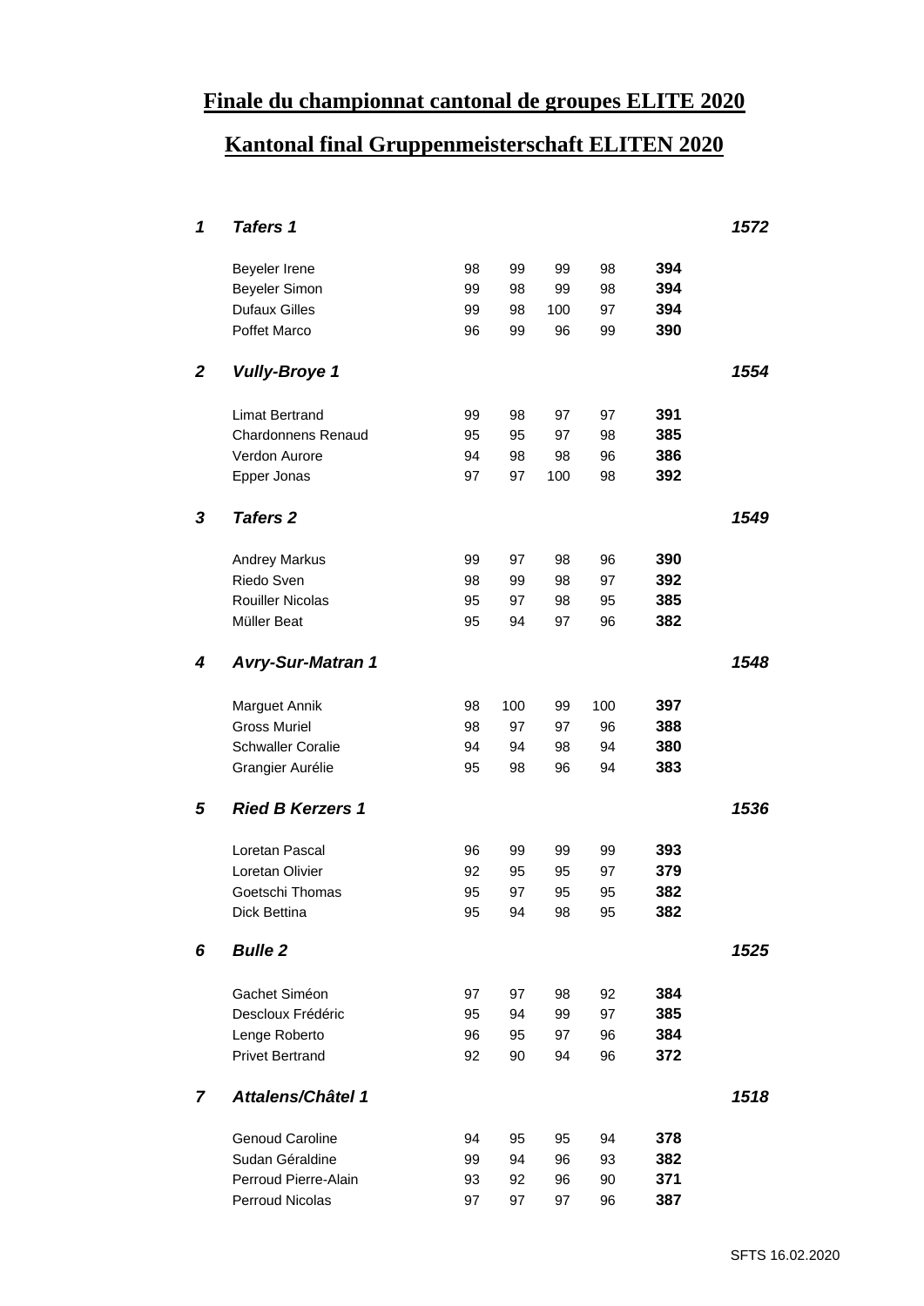# Finale du championnat cantonal de groupes ELITE 2020

# Kantonal final Gruppenmeisterschaft ELITEN 2020

| Rang | Groupe / Nom | | | | | Total | Total groupe |
|---|---|---|---|---|---|---|---|
| ***1*** | ***Tafers 1*** | | | | | | ***1572*** |
| | Beyeler Irene | 98 | 99 | 99 | 98 | **394** | |
| | Beyeler Simon | 99 | 98 | 99 | 98 | **394** | |
| | Dufaux Gilles | 99 | 98 | 100 | 97 | **394** | |
| | Poffet Marco | 96 | 99 | 96 | 99 | **390** | |
| ***2*** | ***Vully-Broye 1*** | | | | | | ***1554*** |
| | Limat Bertrand | 99 | 98 | 97 | 97 | **391** | |
| | Chardonnens Renaud | 95 | 95 | 97 | 98 | **385** | |
| | Verdon Aurore | 94 | 98 | 98 | 96 | **386** | |
| | Epper Jonas | 97 | 97 | 100 | 98 | **392** | |
| ***3*** | ***Tafers 2*** | | | | | | ***1549*** |
| | Andrey Markus | 99 | 97 | 98 | 96 | **390** | |
| | Riedo Sven | 98 | 99 | 98 | 97 | **392** | |
| | Rouiller Nicolas | 95 | 97 | 98 | 95 | **385** | |
| | Müller Beat | 95 | 94 | 97 | 96 | **382** | |
| ***4*** | ***Avry-Sur-Matran 1*** | | | | | | ***1548*** |
| | Marguet Annik | 98 | 100 | 99 | 100 | **397** | |
| | Gross Muriel | 98 | 97 | 97 | 96 | **388** | |
| | Schwaller Coralie | 94 | 94 | 98 | 94 | **380** | |
| | Grangier Aurélie | 95 | 98 | 96 | 94 | **383** | |
| ***5*** | ***Ried B Kerzers 1*** | | | | | | ***1536*** |
| | Loretan Pascal | 96 | 99 | 99 | 99 | **393** | |
| | Loretan Olivier | 92 | 95 | 95 | 97 | **379** | |
| | Goetschi Thomas | 95 | 97 | 95 | 95 | **382** | |
| | Dick Bettina | 95 | 94 | 98 | 95 | **382** | |
| ***6*** | ***Bulle 2*** | | | | | | ***1525*** |
| | Gachet Siméon | 97 | 97 | 98 | 92 | **384** | |
| | Descloux Frédéric | 95 | 94 | 99 | 97 | **385** | |
| | Lenge Roberto | 96 | 95 | 97 | 96 | **384** | |
| | Privet Bertrand | 92 | 90 | 94 | 96 | **372** | |
| ***7*** | ***Attalens/Châtel 1*** | | | | | | ***1518*** |
| | Genoud Caroline | 94 | 95 | 95 | 94 | **378** | |
| | Sudan Géraldine | 99 | 94 | 96 | 93 | **382** | |
| | Perroud Pierre-Alain | 93 | 92 | 96 | 90 | **371** | |
| | Perroud Nicolas | 97 | 97 | 97 | 96 | **387** | |

SFTS 16.02.2020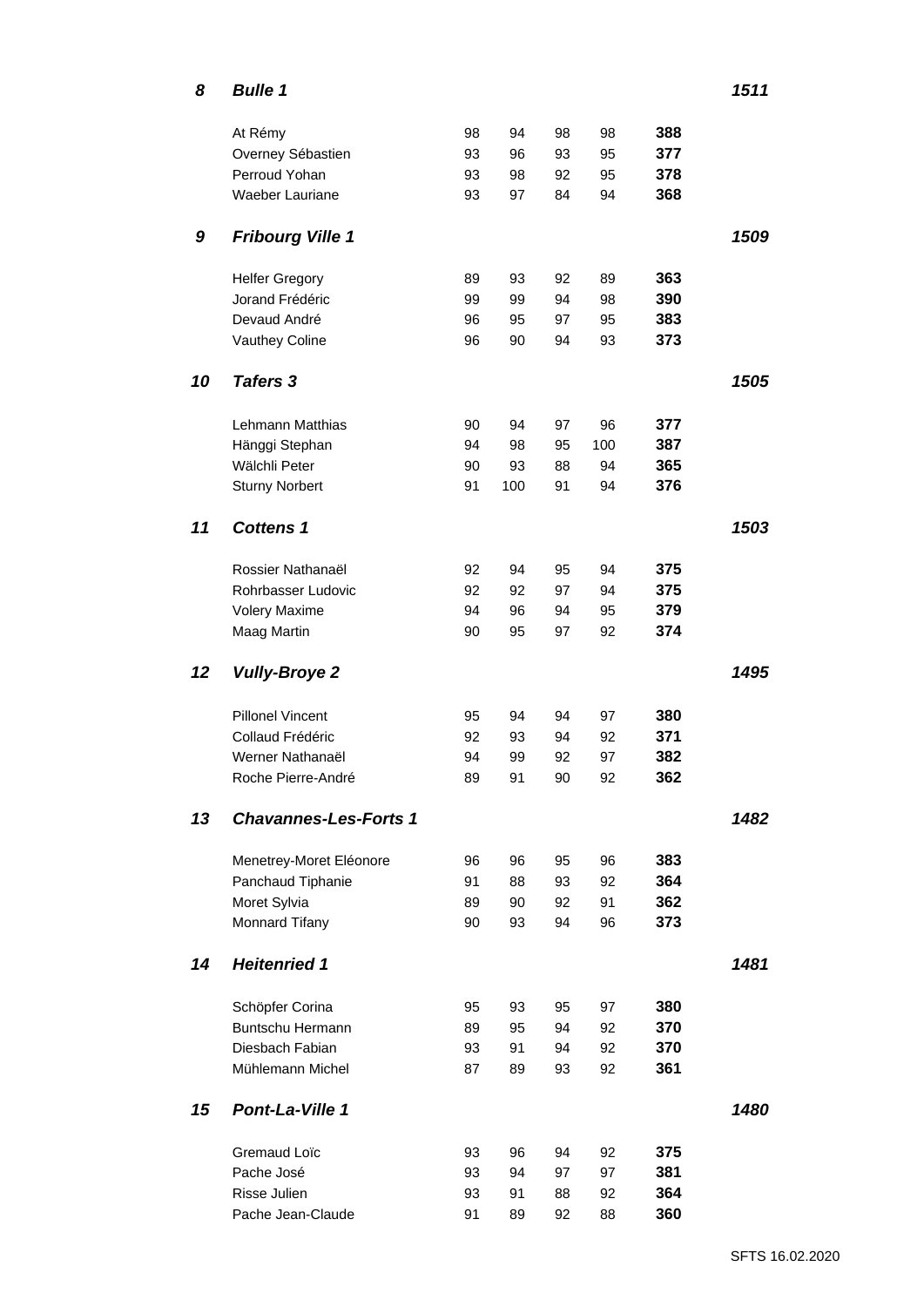| | | | | | | | |
|---|---|---|---|---|---|---|---|
| ***8*** | ***Bulle 1*** | | | | | | ***1511*** |
| | At Rémy | 98 | 94 | 98 | 98 | **388** | |
| | Overney Sébastien | 93 | 96 | 93 | 95 | **377** | |
| | Perroud Yohan | 93 | 98 | 92 | 95 | **378** | |
| | Waeber Lauriane | 93 | 97 | 84 | 94 | **368** | |
| ***9*** | ***Fribourg Ville 1*** | | | | | | ***1509*** |
| | Helfer Gregory | 89 | 93 | 92 | 89 | **363** | |
| | Jorand Frédéric | 99 | 99 | 94 | 98 | **390** | |
| | Devaud André | 96 | 95 | 97 | 95 | **383** | |
| | Vauthey Coline | 96 | 90 | 94 | 93 | **373** | |
| ***10*** | ***Tafers 3*** | | | | | | ***1505*** |
| | Lehmann Matthias | 90 | 94 | 97 | 96 | **377** | |
| | Hänggi Stephan | 94 | 98 | 95 | 100 | **387** | |
| | Wälchli Peter | 90 | 93 | 88 | 94 | **365** | |
| | Sturny Norbert | 91 | 100 | 91 | 94 | **376** | |
| ***11*** | ***Cottens 1*** | | | | | | ***1503*** |
| | Rossier Nathanaël | 92 | 94 | 95 | 94 | **375** | |
| | Rohrbasser Ludovic | 92 | 92 | 97 | 94 | **375** | |
| | Volery Maxime | 94 | 96 | 94 | 95 | **379** | |
| | Maag Martin | 90 | 95 | 97 | 92 | **374** | |
| ***12*** | ***Vully-Broye 2*** | | | | | | ***1495*** |
| | Pillonel Vincent | 95 | 94 | 94 | 97 | **380** | |
| | Collaud Frédéric | 92 | 93 | 94 | 92 | **371** | |
| | Werner Nathanaël | 94 | 99 | 92 | 97 | **382** | |
| | Roche Pierre-André | 89 | 91 | 90 | 92 | **362** | |
| ***13*** | ***Chavannes-Les-Forts 1*** | | | | | | ***1482*** |
| | Menetrey-Moret Eléonore | 96 | 96 | 95 | 96 | **383** | |
| | Panchaud Tiphanie | 91 | 88 | 93 | 92 | **364** | |
| | Moret Sylvia | 89 | 90 | 92 | 91 | **362** | |
| | Monnard Tifany | 90 | 93 | 94 | 96 | **373** | |
| ***14*** | ***Heitenried 1*** | | | | | | ***1481*** |
| | Schöpfer Corina | 95 | 93 | 95 | 97 | **380** | |
| | Buntschu Hermann | 89 | 95 | 94 | 92 | **370** | |
| | Diesbach Fabian | 93 | 91 | 94 | 92 | **370** | |
| | Mühlemann Michel | 87 | 89 | 93 | 92 | **361** | |
| ***15*** | ***Pont-La-Ville 1*** | | | | | | ***1480*** |
| | Gremaud Loïc | 93 | 96 | 94 | 92 | **375** | |
| | Pache José | 93 | 94 | 97 | 97 | **381** | |
| | Risse Julien | 93 | 91 | 88 | 92 | **364** | |
| | Pache Jean-Claude | 91 | 89 | 92 | 88 | **360** | |

SFTS 16.02.2020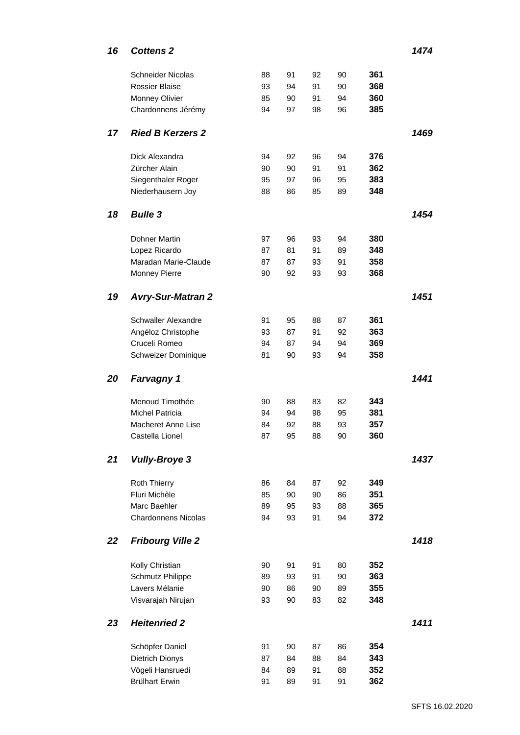| Rang | Équipe / Tireur | 1 | 2 | 3 | 4 | Total | Total équipe |
|---|---|---|---|---|---|---|---|
| ***16*** | ***Cottens 2*** | | | | | | ***1474*** |
| | Schneider Nicolas | 88 | 91 | 92 | 90 | **361** | |
| | Rossier Blaise | 93 | 94 | 91 | 90 | **368** | |
| | Monney Olivier | 85 | 90 | 91 | 94 | **360** | |
| | Chardonnens Jérémy | 94 | 97 | 98 | 96 | **385** | |
| ***17*** | ***Ried B Kerzers 2*** | | | | | | ***1469*** |
| | Dick Alexandra | 94 | 92 | 96 | 94 | **376** | |
| | Zürcher Alain | 90 | 90 | 91 | 91 | **362** | |
| | Siegenthaler Roger | 95 | 97 | 96 | 95 | **383** | |
| | Niederhausern Joy | 88 | 86 | 85 | 89 | **348** | |
| ***18*** | ***Bulle 3*** | | | | | | ***1454*** |
| | Dohner Martin | 97 | 96 | 93 | 94 | **380** | |
| | Lopez Ricardo | 87 | 81 | 91 | 89 | **348** | |
| | Maradan Marie-Claude | 87 | 87 | 93 | 91 | **358** | |
| | Monney Pierre | 90 | 92 | 93 | 93 | **368** | |
| ***19*** | ***Avry-Sur-Matran 2*** | | | | | | ***1451*** |
| | Schwaller Alexandre | 91 | 95 | 88 | 87 | **361** | |
| | Angéloz Christophe | 93 | 87 | 91 | 92 | **363** | |
| | Cruceli Romeo | 94 | 87 | 94 | 94 | **369** | |
| | Schweizer Dominique | 81 | 90 | 93 | 94 | **358** | |
| ***20*** | ***Farvagny 1*** | | | | | | ***1441*** |
| | Menoud Timothée | 90 | 88 | 83 | 82 | **343** | |
| | Michel Patricia | 94 | 94 | 98 | 95 | **381** | |
| | Macheret Anne Lise | 84 | 92 | 88 | 93 | **357** | |
| | Castella Lionel | 87 | 95 | 88 | 90 | **360** | |
| ***21*** | ***Vully-Broye 3*** | | | | | | ***1437*** |
| | Roth Thierry | 86 | 84 | 87 | 92 | **349** | |
| | Fluri Michèle | 85 | 90 | 90 | 86 | **351** | |
| | Marc Baehler | 89 | 95 | 93 | 88 | **365** | |
| | Chardonnens Nicolas | 94 | 93 | 91 | 94 | **372** | |
| ***22*** | ***Fribourg Ville 2*** | | | | | | ***1418*** |
| | Kolly Christian | 90 | 91 | 91 | 80 | **352** | |
| | Schmutz Philippe | 89 | 93 | 91 | 90 | **363** | |
| | Lavers Mélanie | 90 | 86 | 90 | 89 | **355** | |
| | Visvarajah Nirujan | 93 | 90 | 83 | 82 | **348** | |
| ***23*** | ***Heitenried 2*** | | | | | | ***1411*** |
| | Schöpfer Daniel | 91 | 90 | 87 | 86 | **354** | |
| | Dietrich Dionys | 87 | 84 | 88 | 84 | **343** | |
| | Vögeli Hansruedi | 84 | 89 | 91 | 88 | **352** | |
| | Brülhart Erwin | 91 | 89 | 91 | 91 | **362** | |

SFTS 16.02.2020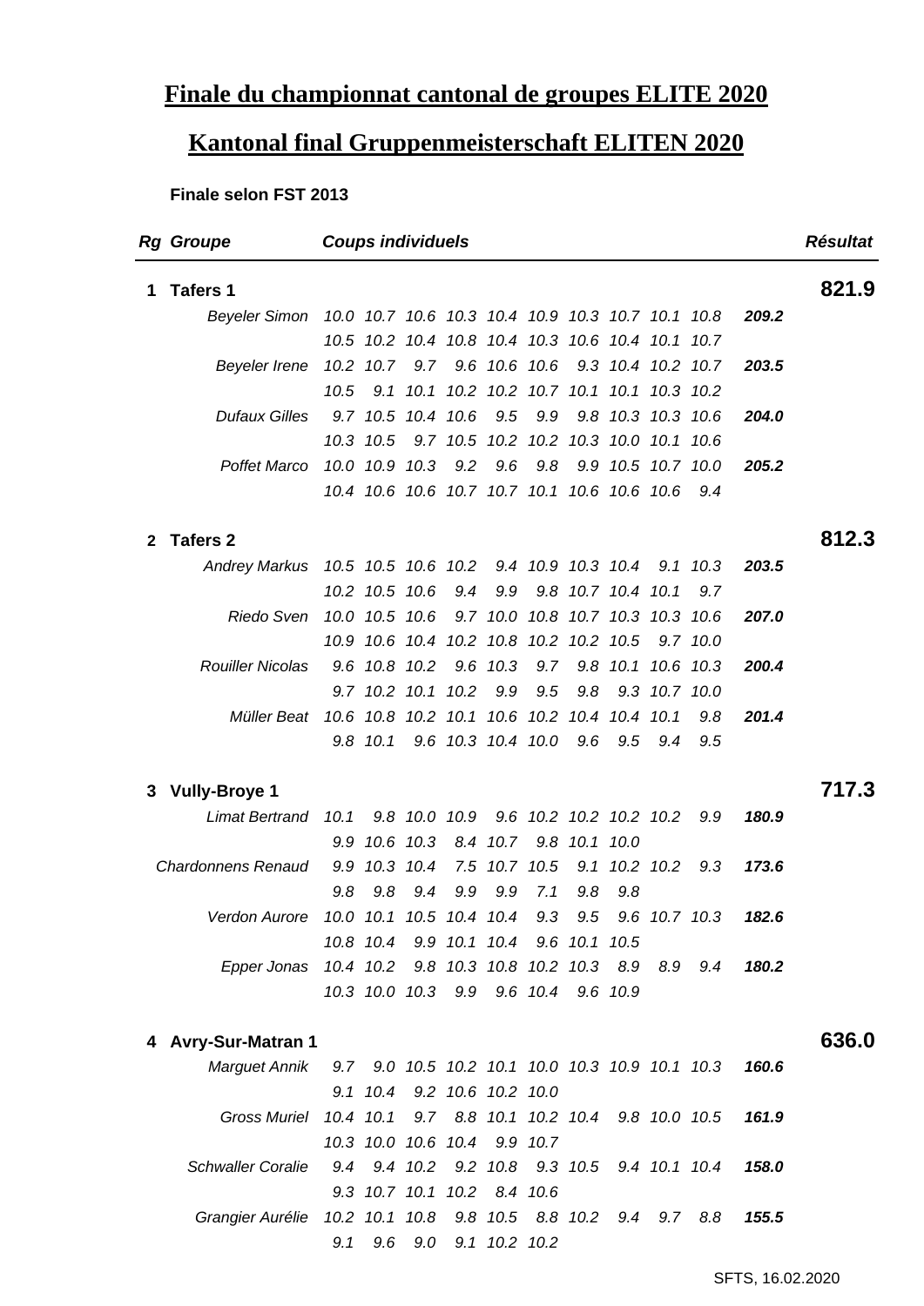# Finale du championnat cantonal de groupes ELITE 2020

# Kantonal final Gruppenmeisterschaft ELITEN 2020

**Finale selon FST 2013**

| Rg | Groupe | Coups individuels | | | | | | | | | | | Résultat |
|---|---|---|---|---|---|---|---|---|---|---|---|---|---|
| **1** | **Tafers 1** | | | | | | | | | | | | **821.9** |
| | *Beyeler Simon* | *10.0* | *10.7* | *10.6* | *10.3* | *10.4* | *10.9* | *10.3* | *10.7* | *10.1* | *10.8* | ***209.2*** | |
| | | *10.5* | *10.2* | *10.4* | *10.8* | *10.4* | *10.3* | *10.6* | *10.4* | *10.1* | *10.7* | | |
| | *Beyeler Irene* | *10.2* | *10.7* | *9.7* | *9.6* | *10.6* | *10.6* | *9.3* | *10.4* | *10.2* | *10.7* | ***203.5*** | |
| | | *10.5* | *9.1* | *10.1* | *10.2* | *10.2* | *10.7* | *10.1* | *10.1* | *10.3* | *10.2* | | |
| | *Dufaux Gilles* | *9.7* | *10.5* | *10.4* | *10.6* | *9.5* | *9.9* | *9.8* | *10.3* | *10.3* | *10.6* | ***204.0*** | |
| | | *10.3* | *10.5* | *9.7* | *10.5* | *10.2* | *10.2* | *10.3* | *10.0* | *10.1* | *10.6* | | |
| | *Poffet Marco* | *10.0* | *10.9* | *10.3* | *9.2* | *9.6* | *9.8* | *9.9* | *10.5* | *10.7* | *10.0* | ***205.2*** | |
| | | *10.4* | *10.6* | *10.6* | *10.7* | *10.7* | *10.1* | *10.6* | *10.6* | *10.6* | *9.4* | | |
| **2** | **Tafers 2** | | | | | | | | | | | | **812.3** |
| | *Andrey Markus* | *10.5* | *10.5* | *10.6* | *10.2* | *9.4* | *10.9* | *10.3* | *10.4* | *9.1* | *10.3* | ***203.5*** | |
| | | *10.2* | *10.5* | *10.6* | *9.4* | *9.9* | *9.8* | *10.7* | *10.4* | *10.1* | *9.7* | | |
| | *Riedo Sven* | *10.0* | *10.5* | *10.6* | *9.7* | *10.0* | *10.8* | *10.7* | *10.3* | *10.3* | *10.6* | ***207.0*** | |
| | | *10.9* | *10.6* | *10.4* | *10.2* | *10.8* | *10.2* | *10.2* | *10.5* | *9.7* | *10.0* | | |
| | *Rouiller Nicolas* | *9.6* | *10.8* | *10.2* | *9.6* | *10.3* | *9.7* | *9.8* | *10.1* | *10.6* | *10.3* | ***200.4*** | |
| | | *9.7* | *10.2* | *10.1* | *10.2* | *9.9* | *9.5* | *9.8* | *9.3* | *10.7* | *10.0* | | |
| | *Müller Beat* | *10.6* | *10.8* | *10.2* | *10.1* | *10.6* | *10.2* | *10.4* | *10.4* | *10.1* | *9.8* | ***201.4*** | |
| | | *9.8* | *10.1* | *9.6* | *10.3* | *10.4* | *10.0* | *9.6* | *9.5* | *9.4* | *9.5* | | |
| **3** | **Vully-Broye 1** | | | | | | | | | | | | **717.3** |
| | *Limat Bertrand* | *10.1* | *9.8* | *10.0* | *10.9* | *9.6* | *10.2* | *10.2* | *10.2* | *10.2* | *9.9* | ***180.9*** | |
| | | *9.9* | *10.6* | *10.3* | *8.4* | *10.7* | *9.8* | *10.1* | *10.0* | | | | |
| | *Chardonnens Renaud* | *9.9* | *10.3* | *10.4* | *7.5* | *10.7* | *10.5* | *9.1* | *10.2* | *10.2* | *9.3* | ***173.6*** | |
| | | *9.8* | *9.8* | *9.4* | *9.9* | *9.9* | *7.1* | *9.8* | *9.8* | | | | |
| | *Verdon Aurore* | *10.0* | *10.1* | *10.5* | *10.4* | *10.4* | *9.3* | *9.5* | *9.6* | *10.7* | *10.3* | ***182.6*** | |
| | | *10.8* | *10.4* | *9.9* | *10.1* | *10.4* | *9.6* | *10.1* | *10.5* | | | | |
| | *Epper Jonas* | *10.4* | *10.2* | *9.8* | *10.3* | *10.8* | *10.2* | *10.3* | *8.9* | *8.9* | *9.4* | ***180.2*** | |
| | | *10.3* | *10.0* | *10.3* | *9.9* | *9.6* | *10.4* | *9.6* | *10.9* | | | | |
| **4** | **Avry-Sur-Matran 1** | | | | | | | | | | | | **636.0** |
| | *Marguet Annik* | *9.7* | *9.0* | *10.5* | *10.2* | *10.1* | *10.0* | *10.3* | *10.9* | *10.1* | *10.3* | ***160.6*** | |
| | | *9.1* | *10.4* | *9.2* | *10.6* | *10.2* | *10.0* | | | | | | |
| | *Gross Muriel* | *10.4* | *10.1* | *9.7* | *8.8* | *10.1* | *10.2* | *10.4* | *9.8* | *10.0* | *10.5* | ***161.9*** | |
| | | *10.3* | *10.0* | *10.6* | *10.4* | *9.9* | *10.7* | | | | | | |
| | *Schwaller Coralie* | *9.4* | *9.4* | *10.2* | *9.2* | *10.8* | *9.3* | *10.5* | *9.4* | *10.1* | *10.4* | ***158.0*** | |
| | | *9.3* | *10.7* | *10.1* | *10.2* | *8.4* | *10.6* | | | | | | |
| | *Grangier Aurélie* | *10.2* | *10.1* | *10.8* | *9.8* | *10.5* | *8.8* | *10.2* | *9.4* | *9.7* | *8.8* | ***155.5*** | |
| | | *9.1* | *9.6* | *9.0* | *9.1* | *10.2* | *10.2* | | | | | | |

SFTS, 16.02.2020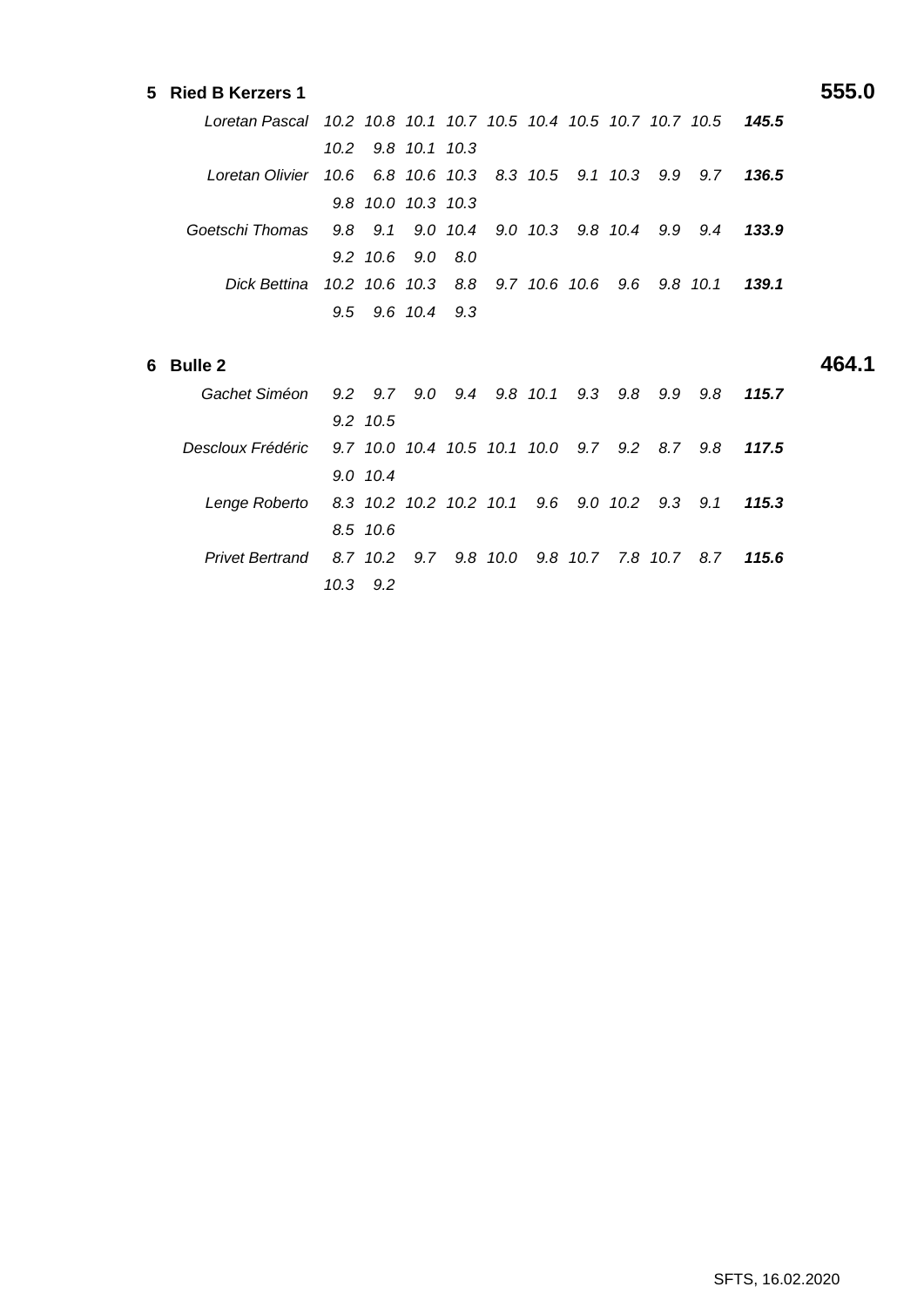**5 Ried B Kerzers 1** **555.0**

| | | | | | | | | | | | |
|---|---|---|---|---|---|---|---|---|---|---|---|
| *Loretan Pascal* | *10.2* | *10.8* | *10.1* | *10.7* | *10.5* | *10.4* | *10.5* | *10.7* | *10.7* | *10.5* | ***145.5*** |
| | *10.2* | *9.8* | *10.1* | *10.3* | | | | | | | |
| *Loretan Olivier* | *10.6* | *6.8* | *10.6* | *10.3* | *8.3* | *10.5* | *9.1* | *10.3* | *9.9* | *9.7* | ***136.5*** |
| | *9.8* | *10.0* | *10.3* | *10.3* | | | | | | | |
| *Goetschi Thomas* | *9.8* | *9.1* | *9.0* | *10.4* | *9.0* | *10.3* | *9.8* | *10.4* | *9.9* | *9.4* | ***133.9*** |
| | *9.2* | *10.6* | *9.0* | *8.0* | | | | | | | |
| *Dick Bettina* | *10.2* | *10.6* | *10.3* | *8.8* | *9.7* | *10.6* | *10.6* | *9.6* | *9.8* | *10.1* | ***139.1*** |
| | *9.5* | *9.6* | *10.4* | *9.3* | | | | | | | |

**6 Bulle 2** **464.1**

| | | | | | | | | | | | |
|---|---|---|---|---|---|---|---|---|---|---|---|
| *Gachet Siméon* | *9.2* | *9.7* | *9.0* | *9.4* | *9.8* | *10.1* | *9.3* | *9.8* | *9.9* | *9.8* | ***115.7*** |
| | *9.2* | *10.5* | | | | | | | | | |
| *Descloux Frédéric* | *9.7* | *10.0* | *10.4* | *10.5* | *10.1* | *10.0* | *9.7* | *9.2* | *8.7* | *9.8* | ***117.5*** |
| | *9.0* | *10.4* | | | | | | | | | |
| *Lenge Roberto* | *8.3* | *10.2* | *10.2* | *10.2* | *10.1* | *9.6* | *9.0* | *10.2* | *9.3* | *9.1* | ***115.3*** |
| | *8.5* | *10.6* | | | | | | | | | |
| *Privet Bertrand* | *8.7* | *10.2* | *9.7* | *9.8* | *10.0* | *9.8* | *10.7* | *7.8* | *10.7* | *8.7* | ***115.6*** |
| | *10.3* | *9.2* | | | | | | | | | |

SFTS, 16.02.2020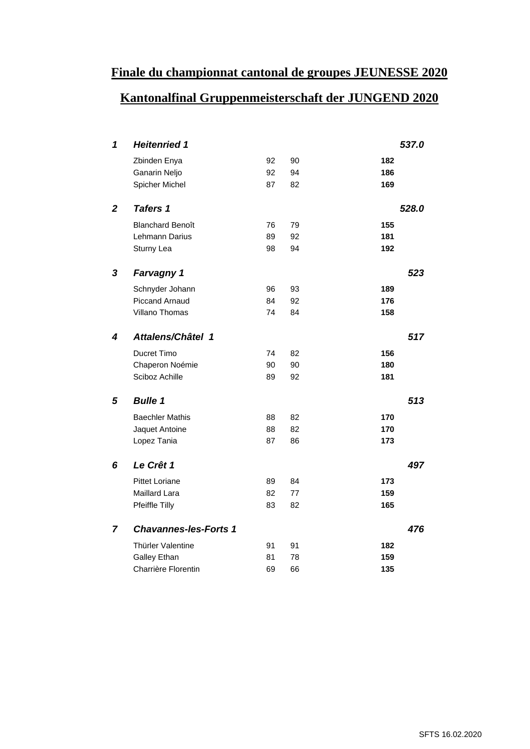# Finale du championnat cantonal de groupes JEUNESSE 2020

# Kantonalfinal Gruppenmeisterschaft der JUNGEND 2020

| Rang | Groupe / Nom | | | Total | Groupe |
|---|---|---|---|---|---|
| ***1*** | ***Heitenried 1*** | | | | ***537.0*** |
| | Zbinden Enya | 92 | 90 | **182** | |
| | Ganarin Neljo | 92 | 94 | **186** | |
| | Spicher Michel | 87 | 82 | **169** | |
| ***2*** | ***Tafers 1*** | | | | ***528.0*** |
| | Blanchard Benoît | 76 | 79 | **155** | |
| | Lehmann Darius | 89 | 92 | **181** | |
| | Sturny Lea | 98 | 94 | **192** | |
| ***3*** | ***Farvagny 1*** | | | | ***523*** |
| | Schnyder Johann | 96 | 93 | **189** | |
| | Piccand Arnaud | 84 | 92 | **176** | |
| | Villano Thomas | 74 | 84 | **158** | |
| ***4*** | ***Attalens/Châtel 1*** | | | | ***517*** |
| | Ducret Timo | 74 | 82 | **156** | |
| | Chaperon Noémie | 90 | 90 | **180** | |
| | Sciboz Achille | 89 | 92 | **181** | |
| ***5*** | ***Bulle 1*** | | | | ***513*** |
| | Baechler Mathis | 88 | 82 | **170** | |
| | Jaquet Antoine | 88 | 82 | **170** | |
| | Lopez Tania | 87 | 86 | **173** | |
| ***6*** | ***Le Crêt 1*** | | | | ***497*** |
| | Pittet Loriane | 89 | 84 | **173** | |
| | Maillard Lara | 82 | 77 | **159** | |
| | Pfeiffle Tilly | 83 | 82 | **165** | |
| ***7*** | ***Chavannes-les-Forts 1*** | | | | ***476*** |
| | Thürler Valentine | 91 | 91 | **182** | |
| | Galley Ethan | 81 | 78 | **159** | |
| | Charrière Florentin | 69 | 66 | **135** | |

SFTS 16.02.2020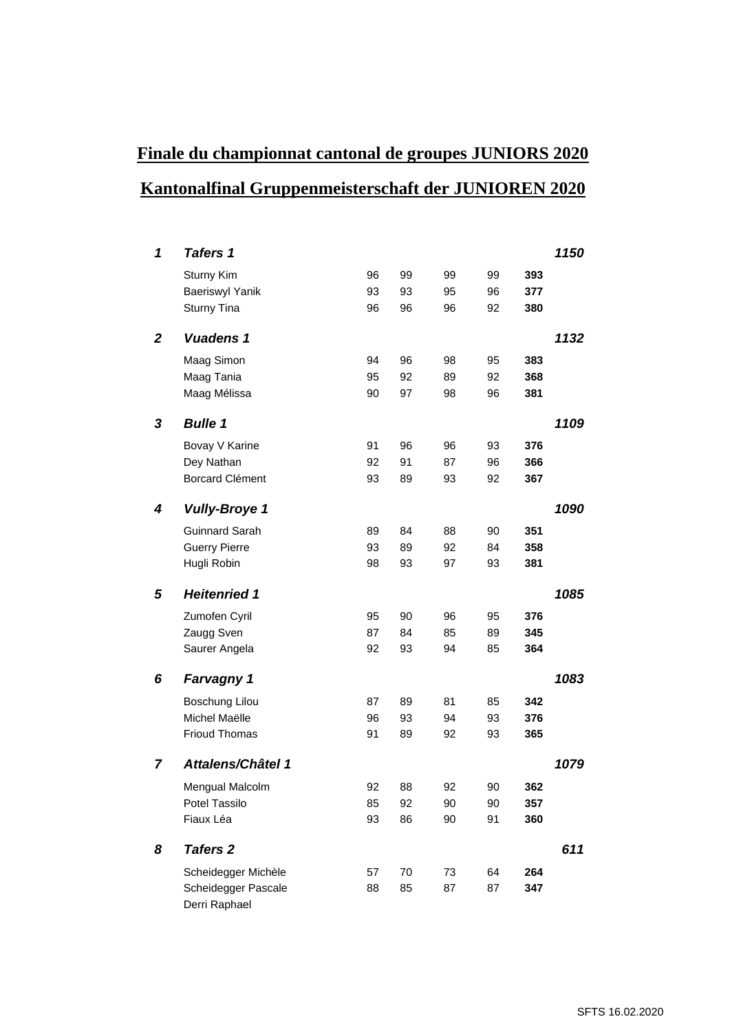# Finale du championnat cantonal de groupes JUNIORS 2020

# Kantonalfinal Gruppenmeisterschaft der JUNIOREN 2020

| | | | | | | | |
|---|---|---|---|---|---|---|---|
| ***1*** | ***Tafers 1*** | | | | | | ***1150*** |
| | Sturny Kim | 96 | 99 | 99 | 99 | **393** | |
| | Baeriswyl Yanik | 93 | 93 | 95 | 96 | **377** | |
| | Sturny Tina | 96 | 96 | 96 | 92 | **380** | |
| ***2*** | ***Vuadens 1*** | | | | | | ***1132*** |
| | Maag Simon | 94 | 96 | 98 | 95 | **383** | |
| | Maag Tania | 95 | 92 | 89 | 92 | **368** | |
| | Maag Mélissa | 90 | 97 | 98 | 96 | **381** | |
| ***3*** | ***Bulle 1*** | | | | | | ***1109*** |
| | Bovay V Karine | 91 | 96 | 96 | 93 | **376** | |
| | Dey Nathan | 92 | 91 | 87 | 96 | **366** | |
| | Borcard Clément | 93 | 89 | 93 | 92 | **367** | |
| ***4*** | ***Vully-Broye 1*** | | | | | | ***1090*** |
| | Guinnard Sarah | 89 | 84 | 88 | 90 | **351** | |
| | Guerry Pierre | 93 | 89 | 92 | 84 | **358** | |
| | Hugli Robin | 98 | 93 | 97 | 93 | **381** | |
| ***5*** | ***Heitenried 1*** | | | | | | ***1085*** |
| | Zumofen Cyril | 95 | 90 | 96 | 95 | **376** | |
| | Zaugg Sven | 87 | 84 | 85 | 89 | **345** | |
| | Saurer Angela | 92 | 93 | 94 | 85 | **364** | |
| ***6*** | ***Farvagny 1*** | | | | | | ***1083*** |
| | Boschung Lilou | 87 | 89 | 81 | 85 | **342** | |
| | Michel Maëlle | 96 | 93 | 94 | 93 | **376** | |
| | Frioud Thomas | 91 | 89 | 92 | 93 | **365** | |
| ***7*** | ***Attalens/Châtel 1*** | | | | | | ***1079*** |
| | Mengual Malcolm | 92 | 88 | 92 | 90 | **362** | |
| | Potel Tassilo | 85 | 92 | 90 | 90 | **357** | |
| | Fiaux Léa | 93 | 86 | 90 | 91 | **360** | |
| ***8*** | ***Tafers 2*** | | | | | | ***611*** |
| | Scheidegger Michèle | 57 | 70 | 73 | 64 | **264** | |
| | Scheidegger Pascale | 88 | 85 | 87 | 87 | **347** | |
| | Derri Raphael | | | | | | |

SFTS 16.02.2020